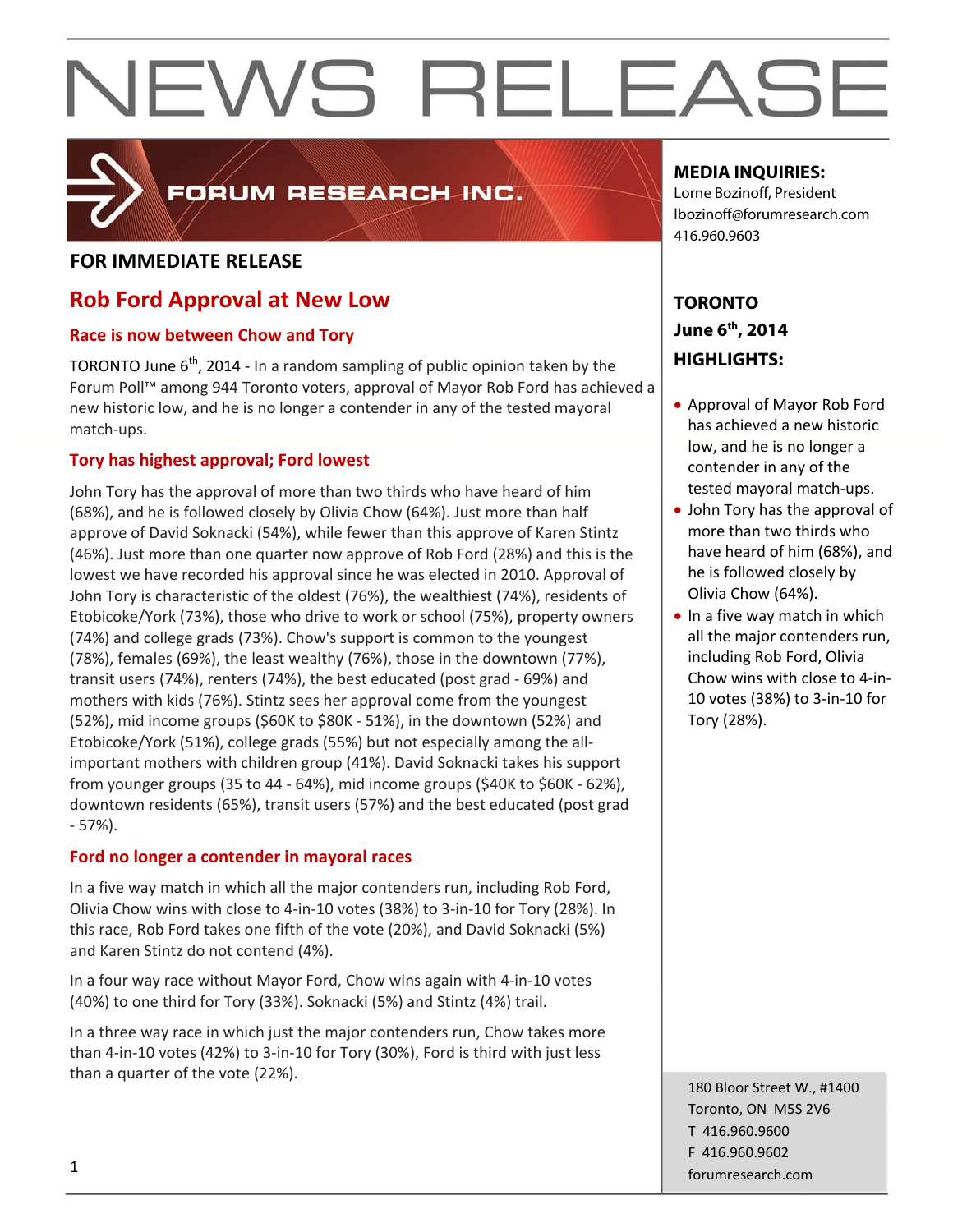# NEWS RELEASE

FORUM RESEARCH INC.

**FOR IMMEDIATE RELEASE**

## Rob Ford Approval at New Low

### Race is now between Chow and Tory

TORONTO June 6th, 2014 - In a random sampling of public opinion taken by the Forum Poll™ among 944 Toronto voters, approval of Mayor Rob Ford has achieved a new historic low, and he is no longer a contender in any of the tested mayoral match-ups.

### Tory has highest approval; Ford lowest

John Tory has the approval of more than two thirds who have heard of him (68%), and he is followed closely by Olivia Chow (64%). Just more than half approve of David Soknacki (54%), while fewer than this approve of Karen Stintz (46%). Just more than one quarter now approve of Rob Ford (28%) and this is the lowest we have recorded his approval since he was elected in 2010. Approval of John Tory is characteristic of the oldest (76%), the wealthiest (74%), residents of Etobicoke/York (73%), those who drive to work or school (75%), property owners (74%) and college grads (73%). Chow's support is common to the youngest (78%), females (69%), the least wealthy (76%), those in the downtown (77%), transit users (74%), renters (74%), the best educated (post grad - 69%) and mothers with kids (76%). Stintz sees her approval come from the youngest (52%), mid income groups ($60K to $80K - 51%), in the downtown (52%) and Etobicoke/York (51%), college grads (55%) but not especially among the all-important mothers with children group (41%). David Soknacki takes his support from younger groups (35 to 44 - 64%), mid income groups ($40K to $60K - 62%), downtown residents (65%), transit users (57%) and the best educated (post grad - 57%).

### Ford no longer a contender in mayoral races

In a five way match in which all the major contenders run, including Rob Ford, Olivia Chow wins with close to 4-in-10 votes (38%) to 3-in-10 for Tory (28%). In this race, Rob Ford takes one fifth of the vote (20%), and David Soknacki (5%) and Karen Stintz do not contend (4%).

In a four way race without Mayor Ford, Chow wins again with 4-in-10 votes (40%) to one third for Tory (33%). Soknacki (5%) and Stintz (4%) trail.

In a three way race in which just the major contenders run, Chow takes more than 4-in-10 votes (42%) to 3-in-10 for Tory (30%), Ford is third with just less than a quarter of the vote (22%).

**MEDIA INQUIRIES:**
Lorne Bozinoff, President
lbozinoff@forumresearch.com
416.960.9603

**TORONTO**
**June 6th, 2014**
**HIGHLIGHTS:**

- Approval of Mayor Rob Ford has achieved a new historic low, and he is no longer a contender in any of the tested mayoral match-ups.
- John Tory has the approval of more than two thirds who have heard of him (68%), and he is followed closely by Olivia Chow (64%).
- In a five way match in which all the major contenders run, including Rob Ford, Olivia Chow wins with close to 4-in-10 votes (38%) to 3-in-10 for Tory (28%).

180 Bloor Street W., #1400
Toronto, ON M5S 2V6
T 416.960.9600
F 416.960.9602
forumresearch.com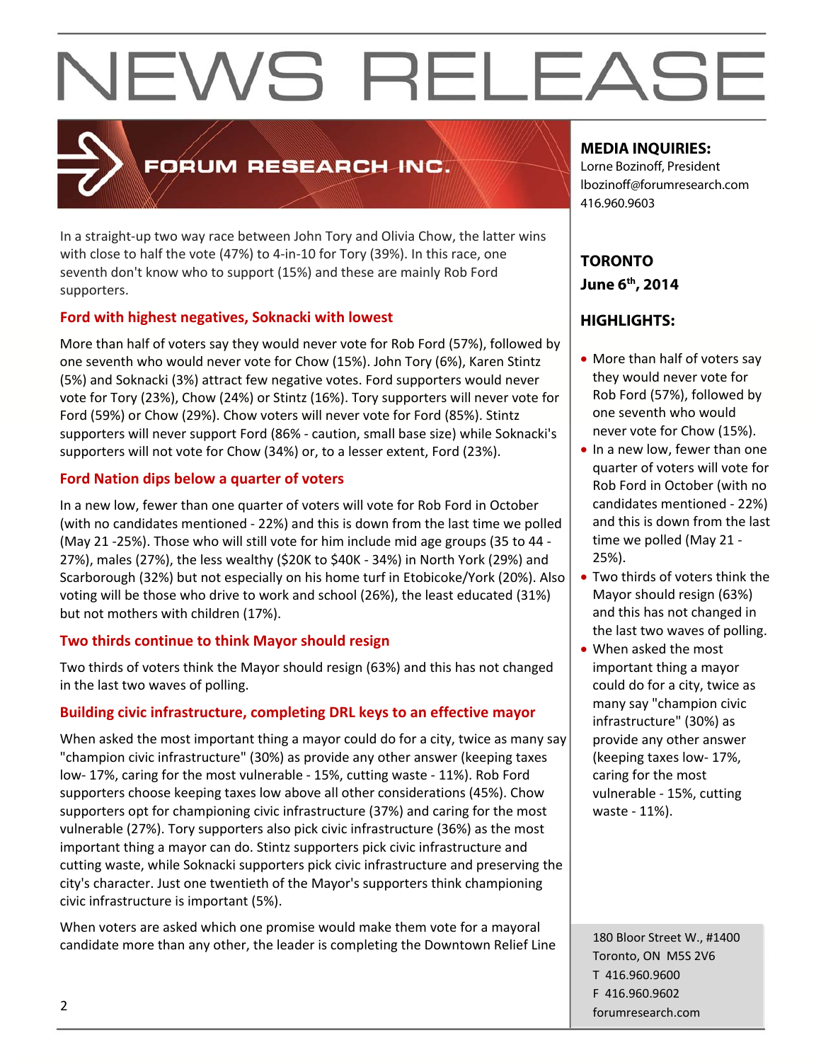# NEWS RELEASE

FORUM RESEARCH INC.

In a straight-up two way race between John Tory and Olivia Chow, the latter wins with close to half the vote (47%) to 4-in-10 for Tory (39%). In this race, one seventh don't know who to support (15%) and these are mainly Rob Ford supporters.

## Ford with highest negatives, Soknacki with lowest

More than half of voters say they would never vote for Rob Ford (57%), followed by one seventh who would never vote for Chow (15%). John Tory (6%), Karen Stintz (5%) and Soknacki (3%) attract few negative votes. Ford supporters would never vote for Tory (23%), Chow (24%) or Stintz (16%). Tory supporters will never vote for Ford (59%) or Chow (29%). Chow voters will never vote for Ford (85%). Stintz supporters will never support Ford (86% - caution, small base size) while Soknacki's supporters will not vote for Chow (34%) or, to a lesser extent, Ford (23%).

## Ford Nation dips below a quarter of voters

In a new low, fewer than one quarter of voters will vote for Rob Ford in October (with no candidates mentioned - 22%) and this is down from the last time we polled (May 21 -25%). Those who will still vote for him include mid age groups (35 to 44 - 27%), males (27%), the less wealthy ($20K to $40K - 34%) in North York (29%) and Scarborough (32%) but not especially on his home turf in Etobicoke/York (20%). Also voting will be those who drive to work and school (26%), the least educated (31%) but not mothers with children (17%).

## Two thirds continue to think Mayor should resign

Two thirds of voters think the Mayor should resign (63%) and this has not changed in the last two waves of polling.

## Building civic infrastructure, completing DRL keys to an effective mayor

When asked the most important thing a mayor could do for a city, twice as many say "champion civic infrastructure" (30%) as provide any other answer (keeping taxes low- 17%, caring for the most vulnerable - 15%, cutting waste - 11%). Rob Ford supporters choose keeping taxes low above all other considerations (45%). Chow supporters opt for championing civic infrastructure (37%) and caring for the most vulnerable (27%). Tory supporters also pick civic infrastructure (36%) as the most important thing a mayor can do. Stintz supporters pick civic infrastructure and cutting waste, while Soknacki supporters pick civic infrastructure and preserving the city's character. Just one twentieth of the Mayor's supporters think championing civic infrastructure is important (5%).

When voters are asked which one promise would make them vote for a mayoral candidate more than any other, the leader is completing the Downtown Relief Line

**MEDIA INQUIRIES:**
Lorne Bozinoff, President
lbozinoff@forumresearch.com
416.960.9603

**TORONTO**
**June 6th, 2014**

## HIGHLIGHTS:

- More than half of voters say they would never vote for Rob Ford (57%), followed by one seventh who would never vote for Chow (15%).
- In a new low, fewer than one quarter of voters will vote for Rob Ford in October (with no candidates mentioned - 22%) and this is down from the last time we polled (May 21 - 25%).
- Two thirds of voters think the Mayor should resign (63%) and this has not changed in the last two waves of polling.
- When asked the most important thing a mayor could do for a city, twice as many say "champion civic infrastructure" (30%) as provide any other answer (keeping taxes low- 17%, caring for the most vulnerable - 15%, cutting waste - 11%).

180 Bloor Street W., #1400
Toronto, ON M5S 2V6
T 416.960.9600
F 416.960.9602
forumresearch.com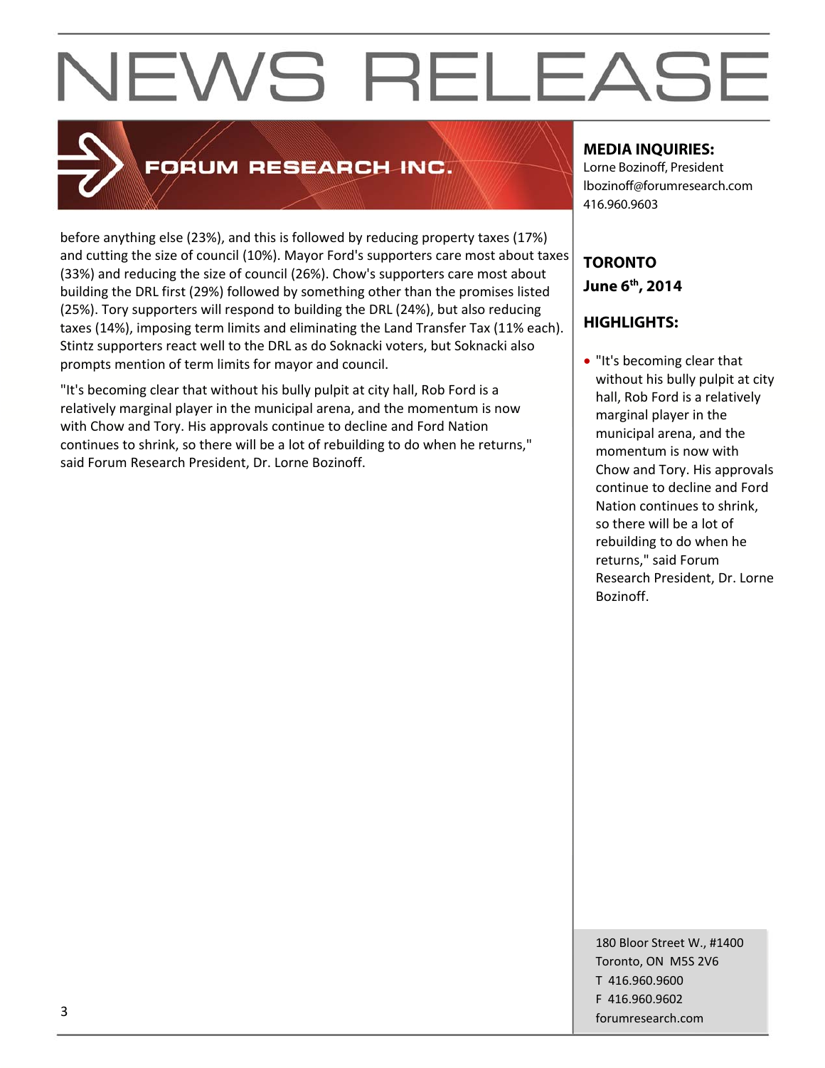before anything else (23%), and this is followed by reducing property taxes (17%) and cutting the size of council (10%). Mayor Ford's supporters care most about taxes (33%) and reducing the size of council (26%). Chow's supporters care most about building the DRL first (29%) followed by something other than the promises listed (25%). Tory supporters will respond to building the DRL (24%), but also reducing taxes (14%), imposing term limits and eliminating the Land Transfer Tax (11% each). Stintz supporters react well to the DRL as do Soknacki voters, but Soknacki also prompts mention of term limits for mayor and council.

"It's becoming clear that without his bully pulpit at city hall, Rob Ford is a relatively marginal player in the municipal arena, and the momentum is now with Chow and Tory. His approvals continue to decline and Ford Nation continues to shrink, so there will be a lot of rebuilding to do when he returns," said Forum Research President, Dr. Lorne Bozinoff.

**MEDIA INQUIRIES:**
Lorne Bozinoff, President
lbozinoff@forumresearch.com
416.960.9603

**TORONTO**
**June 6th, 2014**

**HIGHLIGHTS:**

- "It's becoming clear that without his bully pulpit at city hall, Rob Ford is a relatively marginal player in the municipal arena, and the momentum is now with Chow and Tory. His approvals continue to decline and Ford Nation continues to shrink, so there will be a lot of rebuilding to do when he returns," said Forum Research President, Dr. Lorne Bozinoff.

180 Bloor Street W., #1400
Toronto, ON M5S 2V6
T 416.960.9600
F 416.960.9602
forumresearch.com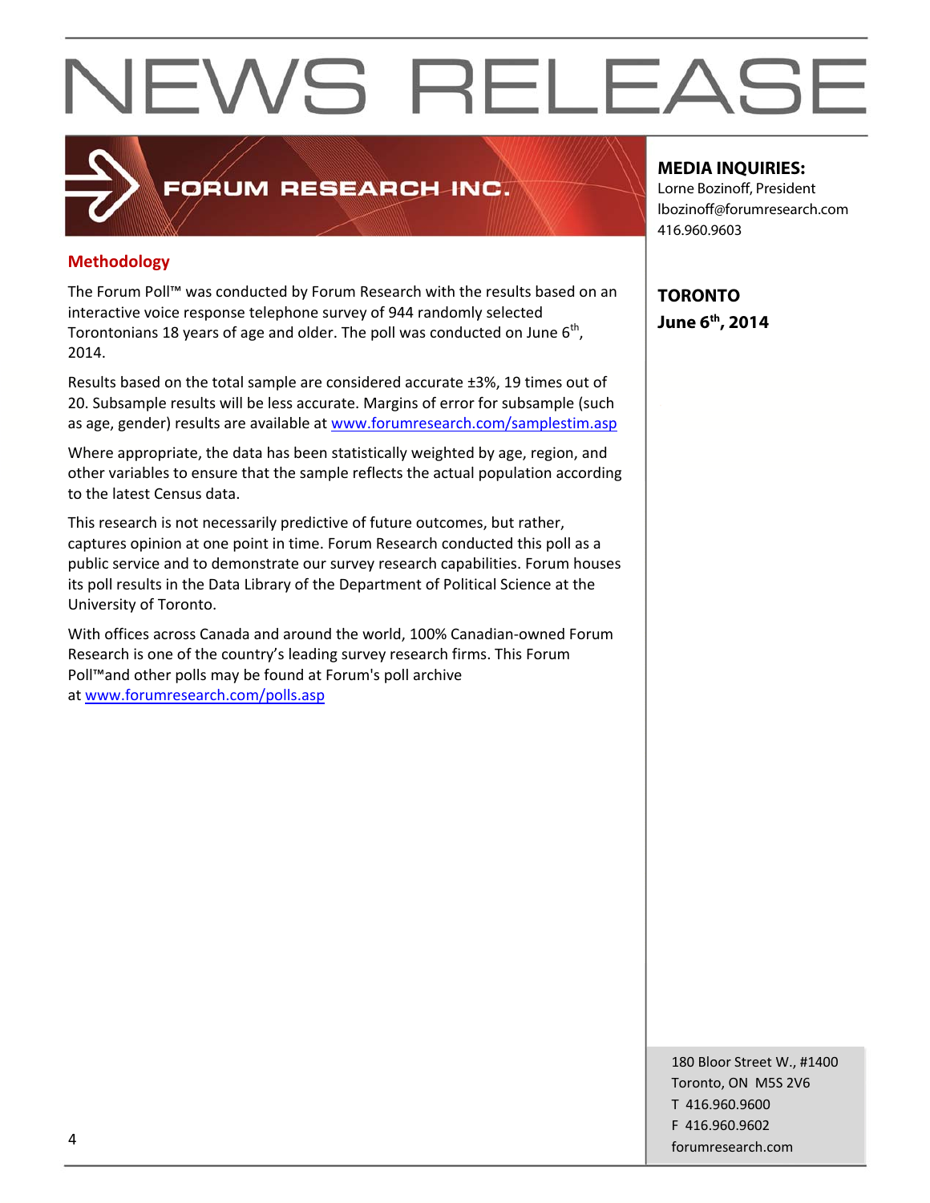# NEWS RELEASE

FORUM RESEARCH INC.

**MEDIA INQUIRIES:**
Lorne Bozinoff, President
lbozinoff@forumresearch.com
416.960.9603

**TORONTO**
**June 6th, 2014**

## Methodology

The Forum Poll™ was conducted by Forum Research with the results based on an interactive voice response telephone survey of 944 randomly selected Torontonians 18 years of age and older. The poll was conducted on June 6th, 2014.

Results based on the total sample are considered accurate ±3%, 19 times out of 20. Subsample results will be less accurate. Margins of error for subsample (such as age, gender) results are available at www.forumresearch.com/samplestim.asp

Where appropriate, the data has been statistically weighted by age, region, and other variables to ensure that the sample reflects the actual population according to the latest Census data.

This research is not necessarily predictive of future outcomes, but rather, captures opinion at one point in time. Forum Research conducted this poll as a public service and to demonstrate our survey research capabilities. Forum houses its poll results in the Data Library of the Department of Political Science at the University of Toronto.

With offices across Canada and around the world, 100% Canadian-owned Forum Research is one of the country's leading survey research firms. This Forum Poll™and other polls may be found at Forum's poll archive at www.forumresearch.com/polls.asp

180 Bloor Street W., #1400
Toronto, ON M5S 2V6
T 416.960.9600
F 416.960.9602
forumresearch.com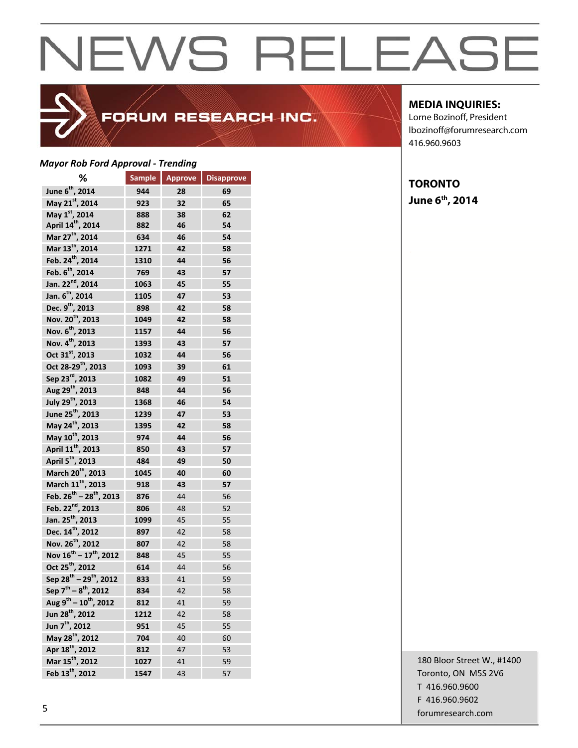# NEWS RELEASE

**FORUM RESEARCH INC.**

**MEDIA INQUIRIES:**
Lorne Bozinoff, President
lbozinoff@forumresearch.com
416.960.9603

**TORONTO**
**June 6th, 2014**

*Mayor Rob Ford Approval - Trending*

| % | Sample | Approve | Disapprove |
|---|---|---|---|
| June 6th, 2014 | 944 | 28 | 69 |
| May 21st, 2014 | 923 | 32 | 65 |
| May 1st, 2014 | 888 | 38 | 62 |
| April 14th, 2014 | 882 | 46 | 54 |
| Mar 27th, 2014 | 634 | 46 | 54 |
| Mar 13th, 2014 | 1271 | 42 | 58 |
| Feb. 24th, 2014 | 1310 | 44 | 56 |
| Feb. 6th, 2014 | 769 | 43 | 57 |
| Jan. 22nd, 2014 | 1063 | 45 | 55 |
| Jan. 6th, 2014 | 1105 | 47 | 53 |
| Dec. 9th, 2013 | 898 | 42 | 58 |
| Nov. 20th, 2013 | 1049 | 42 | 58 |
| Nov. 6th, 2013 | 1157 | 44 | 56 |
| Nov. 4th, 2013 | 1393 | 43 | 57 |
| Oct 31st, 2013 | 1032 | 44 | 56 |
| Oct 28-29th, 2013 | 1093 | 39 | 61 |
| Sep 23rd, 2013 | 1082 | 49 | 51 |
| Aug 29th, 2013 | 848 | 44 | 56 |
| July 29th, 2013 | 1368 | 46 | 54 |
| June 25th, 2013 | 1239 | 47 | 53 |
| May 24th, 2013 | 1395 | 42 | 58 |
| May 10th, 2013 | 974 | 44 | 56 |
| April 11th, 2013 | 850 | 43 | 57 |
| April 5th, 2013 | 484 | 49 | 50 |
| March 20th, 2013 | 1045 | 40 | 60 |
| March 11th, 2013 | 918 | 43 | 57 |
| Feb. 26th – 28th, 2013 | 876 | 44 | 56 |
| Feb. 22nd, 2013 | 806 | 48 | 52 |
| Jan. 25th, 2013 | 1099 | 45 | 55 |
| Dec. 14th, 2012 | 897 | 42 | 58 |
| Nov. 26th, 2012 | 807 | 42 | 58 |
| Nov 16th – 17th, 2012 | 848 | 45 | 55 |
| Oct 25th, 2012 | 614 | 44 | 56 |
| Sep 28th – 29th, 2012 | 833 | 41 | 59 |
| Sep 7th – 8th, 2012 | 834 | 42 | 58 |
| Aug 9th – 10th, 2012 | 812 | 41 | 59 |
| Jun 28th, 2012 | 1212 | 42 | 58 |
| Jun 7th, 2012 | 951 | 45 | 55 |
| May 28th, 2012 | 704 | 40 | 60 |
| Apr 18th, 2012 | 812 | 47 | 53 |
| Mar 15th, 2012 | 1027 | 41 | 59 |
| Feb 13th, 2012 | 1547 | 43 | 57 |

180 Bloor Street W., #1400
Toronto, ON M5S 2V6
T 416.960.9600
F 416.960.9602
forumresearch.com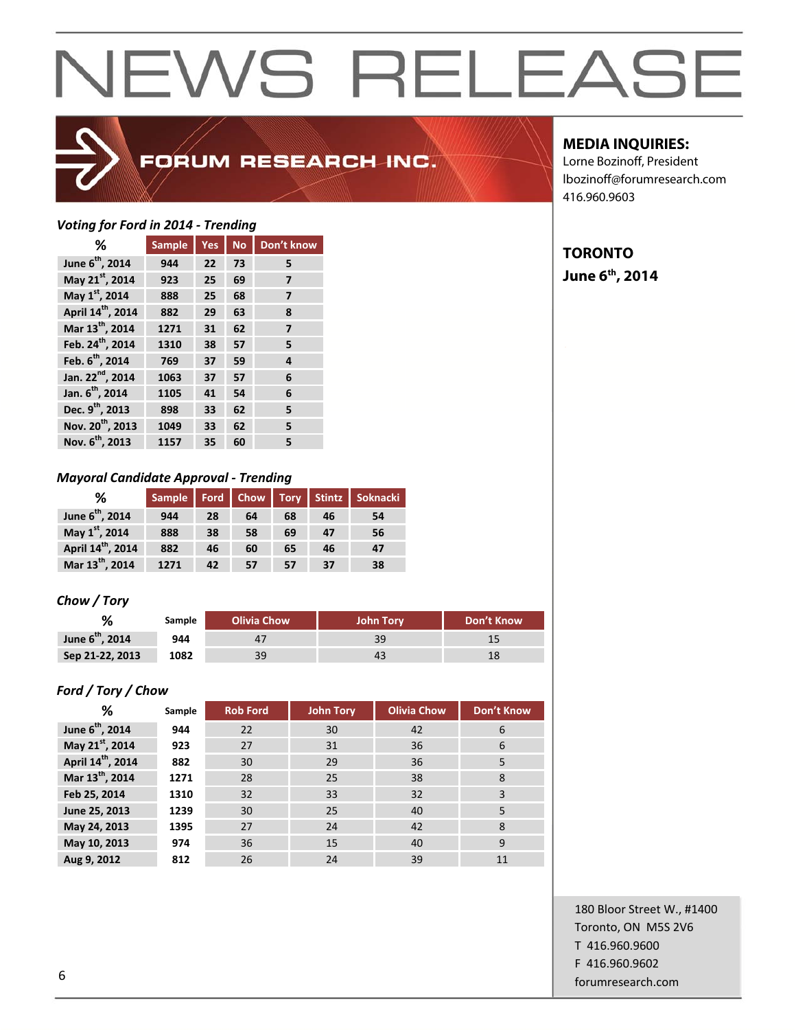# NEWS RELEASE

FORUM RESEARCH INC.

**MEDIA INQUIRIES:**
Lorne Bozinoff, President
lbozinoff@forumresearch.com
416.960.9603

**TORONTO**
**June 6th, 2014**

*Voting for Ford in 2014 - Trending*

| % | Sample | Yes | No | Don't know |
|---|---|---|---|---|
| June 6th, 2014 | 944 | 22 | 73 | 5 |
| May 21st, 2014 | 923 | 25 | 69 | 7 |
| May 1st, 2014 | 888 | 25 | 68 | 7 |
| April 14th, 2014 | 882 | 29 | 63 | 8 |
| Mar 13th, 2014 | 1271 | 31 | 62 | 7 |
| Feb. 24th, 2014 | 1310 | 38 | 57 | 5 |
| Feb. 6th, 2014 | 769 | 37 | 59 | 4 |
| Jan. 22nd, 2014 | 1063 | 37 | 57 | 6 |
| Jan. 6th, 2014 | 1105 | 41 | 54 | 6 |
| Dec. 9th, 2013 | 898 | 33 | 62 | 5 |
| Nov. 20th, 2013 | 1049 | 33 | 62 | 5 |
| Nov. 6th, 2013 | 1157 | 35 | 60 | 5 |

*Mayoral Candidate Approval - Trending*

| % | Sample | Ford | Chow | Tory | Stintz | Soknacki |
|---|---|---|---|---|---|---|
| June 6th, 2014 | 944 | 28 | 64 | 68 | 46 | 54 |
| May 1st, 2014 | 888 | 38 | 58 | 69 | 47 | 56 |
| April 14th, 2014 | 882 | 46 | 60 | 65 | 46 | 47 |
| Mar 13th, 2014 | 1271 | 42 | 57 | 57 | 37 | 38 |

*Chow / Tory*

| % | Sample | Olivia Chow | John Tory | Don't Know |
|---|---|---|---|---|
| June 6th, 2014 | 944 | 47 | 39 | 15 |
| Sep 21-22, 2013 | 1082 | 39 | 43 | 18 |

*Ford / Tory / Chow*

| % | Sample | Rob Ford | John Tory | Olivia Chow | Don't Know |
|---|---|---|---|---|---|
| June 6th, 2014 | 944 | 22 | 30 | 42 | 6 |
| May 21st, 2014 | 923 | 27 | 31 | 36 | 6 |
| April 14th, 2014 | 882 | 30 | 29 | 36 | 5 |
| Mar 13th, 2014 | 1271 | 28 | 25 | 38 | 8 |
| Feb 25, 2014 | 1310 | 32 | 33 | 32 | 3 |
| June 25, 2013 | 1239 | 30 | 25 | 40 | 5 |
| May 24, 2013 | 1395 | 27 | 24 | 42 | 8 |
| May 10, 2013 | 974 | 36 | 15 | 40 | 9 |
| Aug 9, 2012 | 812 | 26 | 24 | 39 | 11 |

180 Bloor Street W., #1400
Toronto, ON M5S 2V6
T 416.960.9600
F 416.960.9602
forumresearch.com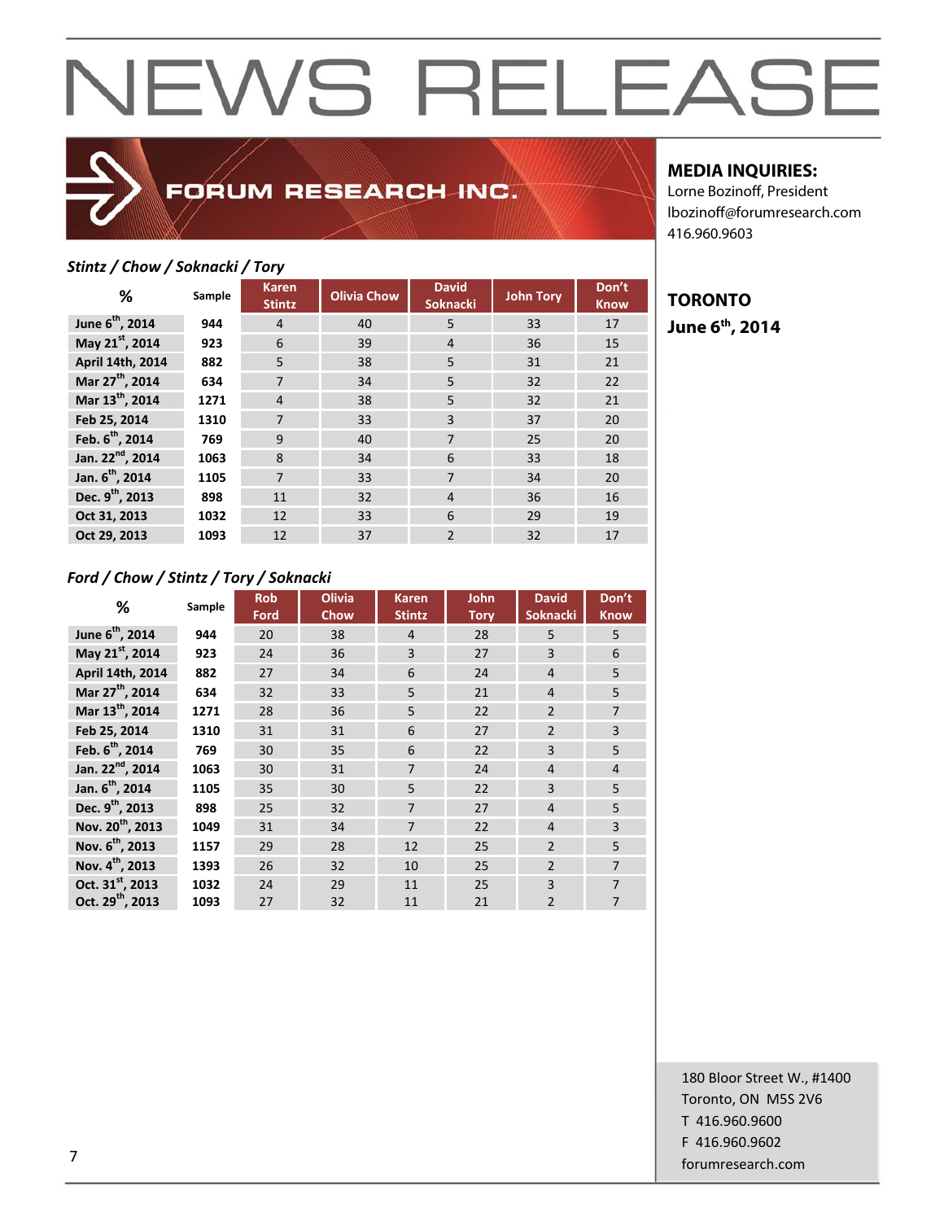# NEWS RELEASE

FORUM RESEARCH INC.

**MEDIA INQUIRIES:**
Lorne Bozinoff, President
lbozinoff@forumresearch.com
416.960.9603

**TORONTO**
**June 6th, 2014**

***Stintz / Chow / Soknacki / Tory***

| % | Sample | Karen Stintz | Olivia Chow | David Soknacki | John Tory | Don't Know |
|---|---|---|---|---|---|---|
| June 6th, 2014 | 944 | 4 | 40 | 5 | 33 | 17 |
| May 21st, 2014 | 923 | 6 | 39 | 4 | 36 | 15 |
| April 14th, 2014 | 882 | 5 | 38 | 5 | 31 | 21 |
| Mar 27th, 2014 | 634 | 7 | 34 | 5 | 32 | 22 |
| Mar 13th, 2014 | 1271 | 4 | 38 | 5 | 32 | 21 |
| Feb 25, 2014 | 1310 | 7 | 33 | 3 | 37 | 20 |
| Feb. 6th, 2014 | 769 | 9 | 40 | 7 | 25 | 20 |
| Jan. 22nd, 2014 | 1063 | 8 | 34 | 6 | 33 | 18 |
| Jan. 6th, 2014 | 1105 | 7 | 33 | 7 | 34 | 20 |
| Dec. 9th, 2013 | 898 | 11 | 32 | 4 | 36 | 16 |
| Oct 31, 2013 | 1032 | 12 | 33 | 6 | 29 | 19 |
| Oct 29, 2013 | 1093 | 12 | 37 | 2 | 32 | 17 |

***Ford / Chow / Stintz / Tory / Soknacki***

| % | Sample | Rob Ford | Olivia Chow | Karen Stintz | John Tory | David Soknacki | Don't Know |
|---|---|---|---|---|---|---|---|
| June 6th, 2014 | 944 | 20 | 38 | 4 | 28 | 5 | 5 |
| May 21st, 2014 | 923 | 24 | 36 | 3 | 27 | 3 | 6 |
| April 14th, 2014 | 882 | 27 | 34 | 6 | 24 | 4 | 5 |
| Mar 27th, 2014 | 634 | 32 | 33 | 5 | 21 | 4 | 5 |
| Mar 13th, 2014 | 1271 | 28 | 36 | 5 | 22 | 2 | 7 |
| Feb 25, 2014 | 1310 | 31 | 31 | 6 | 27 | 2 | 3 |
| Feb. 6th, 2014 | 769 | 30 | 35 | 6 | 22 | 3 | 5 |
| Jan. 22nd, 2014 | 1063 | 30 | 31 | 7 | 24 | 4 | 4 |
| Jan. 6th, 2014 | 1105 | 35 | 30 | 5 | 22 | 3 | 5 |
| Dec. 9th, 2013 | 898 | 25 | 32 | 7 | 27 | 4 | 5 |
| Nov. 20th, 2013 | 1049 | 31 | 34 | 7 | 22 | 4 | 3 |
| Nov. 6th, 2013 | 1157 | 29 | 28 | 12 | 25 | 2 | 5 |
| Nov. 4th, 2013 | 1393 | 26 | 32 | 10 | 25 | 2 | 7 |
| Oct. 31st, 2013 | 1032 | 24 | 29 | 11 | 25 | 3 | 7 |
| Oct. 29th, 2013 | 1093 | 27 | 32 | 11 | 21 | 2 | 7 |

180 Bloor Street W., #1400
Toronto, ON M5S 2V6
T 416.960.9600
F 416.960.9602
forumresearch.com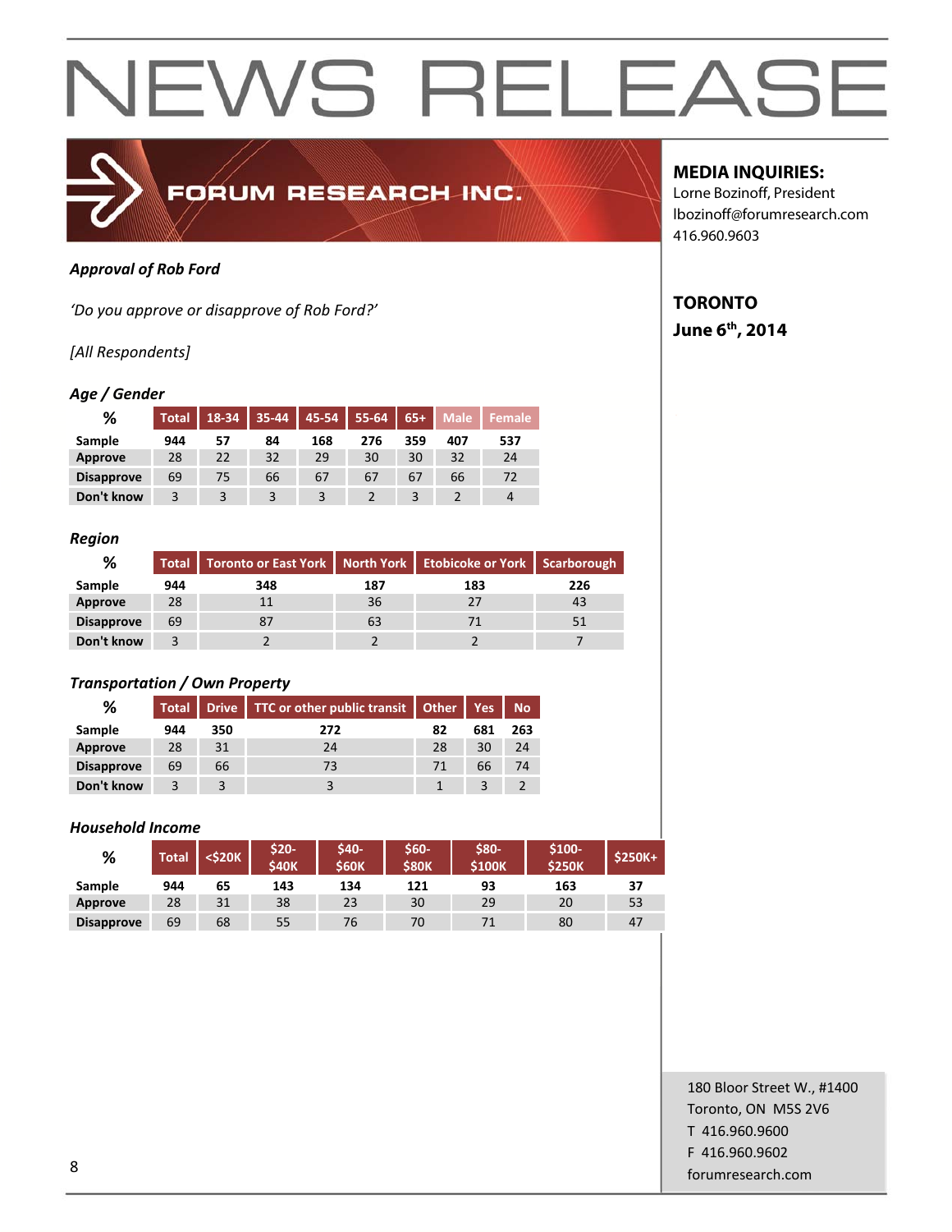# NEWS RELEASE

FORUM RESEARCH INC.

**MEDIA INQUIRIES:**
Lorne Bozinoff, President
lbozinoff@forumresearch.com
416.960.9603

**TORONTO**
**June 6th, 2014**

***Approval of Rob Ford***

*'Do you approve or disapprove of Rob Ford?'*

*[All Respondents]*

***Age / Gender***

| % | Total | 18-34 | 35-44 | 45-54 | 55-64 | 65+ | Male | Female |
|---|---|---|---|---|---|---|---|---|
| **Sample** | **944** | **57** | **84** | **168** | **276** | **359** | **407** | **537** |
| **Approve** | 28 | 22 | 32 | 29 | 30 | 30 | 32 | 24 |
| **Disapprove** | 69 | 75 | 66 | 67 | 67 | 67 | 66 | 72 |
| **Don't know** | 3 | 3 | 3 | 3 | 2 | 3 | 2 | 4 |

***Region***

| % | Total | Toronto or East York | North York | Etobicoke or York | Scarborough |
|---|---|---|---|---|---|
| **Sample** | **944** | **348** | **187** | **183** | **226** |
| **Approve** | 28 | 11 | 36 | 27 | 43 |
| **Disapprove** | 69 | 87 | 63 | 71 | 51 |
| **Don't know** | 3 | 2 | 2 | 2 | 7 |

***Transportation / Own Property***

| % | Total | Drive | TTC or other public transit | Other | Yes | No |
|---|---|---|---|---|---|---|
| **Sample** | **944** | **350** | **272** | **82** | **681** | **263** |
| **Approve** | 28 | 31 | 24 | 28 | 30 | 24 |
| **Disapprove** | 69 | 66 | 73 | 71 | 66 | 74 |
| **Don't know** | 3 | 3 | 3 | 1 | 3 | 2 |

***Household Income***

| % | Total | <$20K | $20-$40K | $40-$60K | $60-$80K | $80-$100K | $100-$250K | $250K+ |
|---|---|---|---|---|---|---|---|---|
| **Sample** | **944** | **65** | **143** | **134** | **121** | **93** | **163** | **37** |
| **Approve** | 28 | 31 | 38 | 23 | 30 | 29 | 20 | 53 |
| **Disapprove** | 69 | 68 | 55 | 76 | 70 | 71 | 80 | 47 |

180 Bloor Street W., #1400
Toronto, ON M5S 2V6
T 416.960.9600
F 416.960.9602
forumresearch.com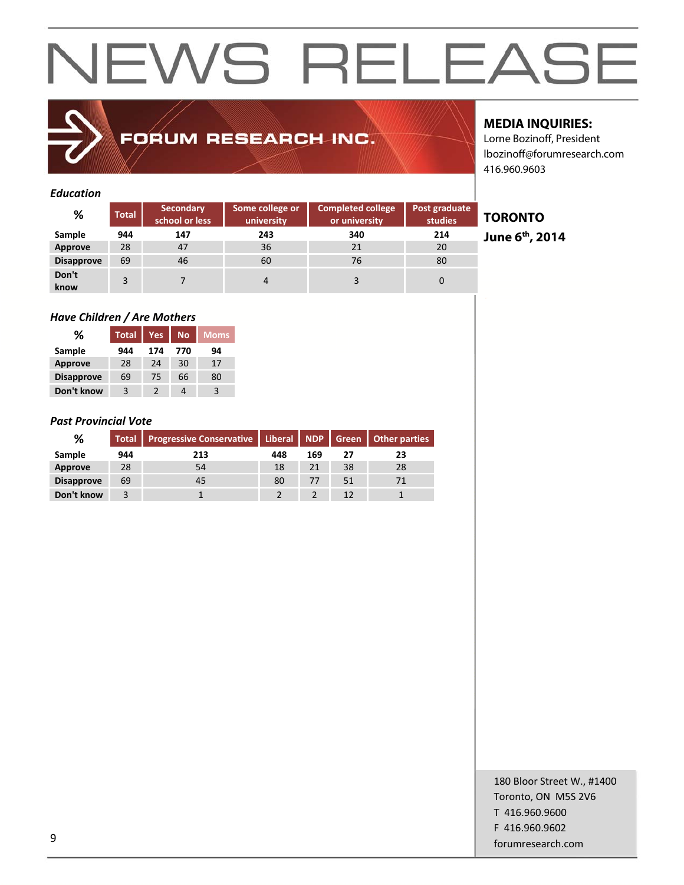# NEWS RELEASE

FORUM RESEARCH INC.

**MEDIA INQUIRIES:**
Lorne Bozinoff, President
lbozinoff@forumresearch.com
416.960.9603

**TORONTO**
**June 6th, 2014**

***Education***

| % | Total | Secondary school or less | Some college or university | Completed college or university | Post graduate studies |
|---|---|---|---|---|---|
| **Sample** | **944** | **147** | **243** | **340** | **214** |
| **Approve** | 28 | 47 | 36 | 21 | 20 |
| **Disapprove** | 69 | 46 | 60 | 76 | 80 |
| **Don't know** | 3 | 7 | 4 | 3 | 0 |

***Have Children / Are Mothers***

| % | Total | Yes | No | Moms |
|---|---|---|---|---|
| **Sample** | **944** | **174** | **770** | **94** |
| **Approve** | 28 | 24 | 30 | 17 |
| **Disapprove** | 69 | 75 | 66 | 80 |
| **Don't know** | 3 | 2 | 4 | 3 |

***Past Provincial Vote***

| % | Total | Progressive Conservative | Liberal | NDP | Green | Other parties |
|---|---|---|---|---|---|---|
| **Sample** | **944** | **213** | **448** | **169** | **27** | **23** |
| **Approve** | 28 | 54 | 18 | 21 | 38 | 28 |
| **Disapprove** | 69 | 45 | 80 | 77 | 51 | 71 |
| **Don't know** | 3 | 1 | 2 | 2 | 12 | 1 |

180 Bloor Street W., #1400
Toronto, ON M5S 2V6
T 416.960.9600
F 416.960.9602
forumresearch.com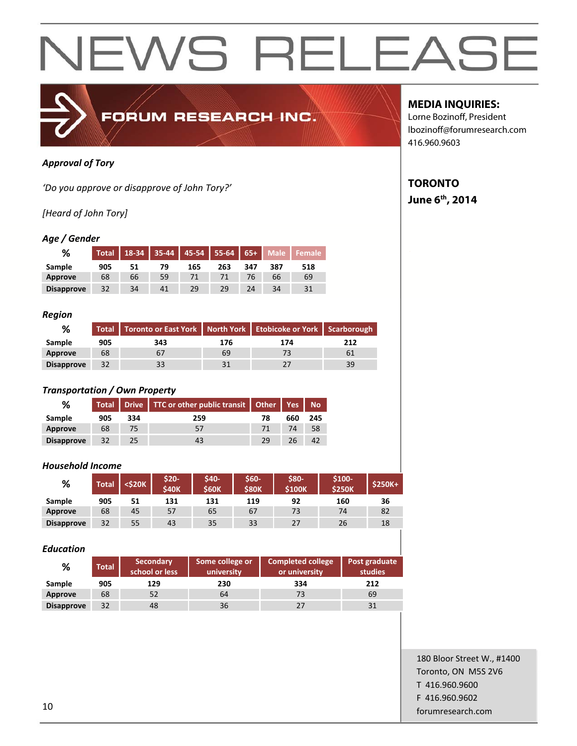# NEWS RELEASE

**FORUM RESEARCH INC.**

**MEDIA INQUIRIES:**
Lorne Bozinoff, President
lbozinoff@forumresearch.com
416.960.9603

**TORONTO**
**June 6th, 2014**

***Approval of Tory***

*'Do you approve or disapprove of John Tory?'*

*[Heard of John Tory]*

***Age / Gender***

| % | Total | 18-34 | 35-44 | 45-54 | 55-64 | 65+ | Male | Female |
|---|---|---|---|---|---|---|---|---|
| Sample | 905 | 51 | 79 | 165 | 263 | 347 | 387 | 518 |
| Approve | 68 | 66 | 59 | 71 | 71 | 76 | 66 | 69 |
| Disapprove | 32 | 34 | 41 | 29 | 29 | 24 | 34 | 31 |

***Region***

| % | Total | Toronto or East York | North York | Etobicoke or York | Scarborough |
|---|---|---|---|---|---|
| Sample | 905 | 343 | 176 | 174 | 212 |
| Approve | 68 | 67 | 69 | 73 | 61 |
| Disapprove | 32 | 33 | 31 | 27 | 39 |

***Transportation / Own Property***

| % | Total | Drive | TTC or other public transit | Other | Yes | No |
|---|---|---|---|---|---|---|
| Sample | 905 | 334 | 259 | 78 | 660 | 245 |
| Approve | 68 | 75 | 57 | 71 | 74 | 58 |
| Disapprove | 32 | 25 | 43 | 29 | 26 | 42 |

***Household Income***

| % | Total | <$20K | $20-$40K | $40-$60K | $60-$80K | $80-$100K | $100-$250K | $250K+ |
|---|---|---|---|---|---|---|---|---|
| Sample | 905 | 51 | 131 | 131 | 119 | 92 | 160 | 36 |
| Approve | 68 | 45 | 57 | 65 | 67 | 73 | 74 | 82 |
| Disapprove | 32 | 55 | 43 | 35 | 33 | 27 | 26 | 18 |

***Education***

| % | Total | Secondary school or less | Some college or university | Completed college or university | Post graduate studies |
|---|---|---|---|---|---|
| Sample | 905 | 129 | 230 | 334 | 212 |
| Approve | 68 | 52 | 64 | 73 | 69 |
| Disapprove | 32 | 48 | 36 | 27 | 31 |

180 Bloor Street W., #1400
Toronto, ON M5S 2V6
T 416.960.9600
F 416.960.9602
forumresearch.com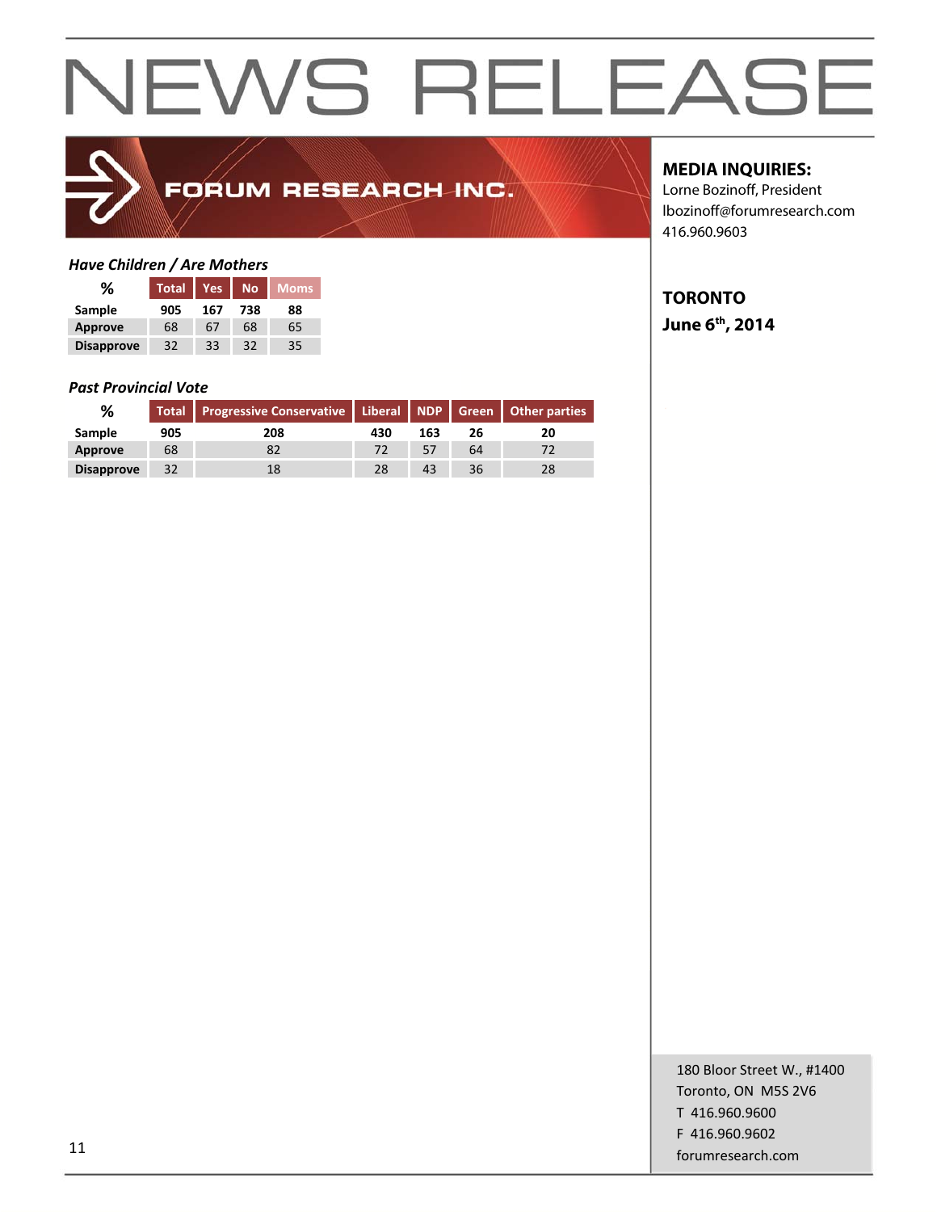# NEWS RELEASE

**FORUM RESEARCH INC.**

**MEDIA INQUIRIES:**
Lorne Bozinoff, President
lbozinoff@forumresearch.com
416.960.9603

**TORONTO**
**June 6th, 2014**

*Have Children / Are Mothers*

| % | Total | Yes | No | Moms |
|---|---|---|---|---|
| Sample | 905 | 167 | 738 | 88 |
| Approve | 68 | 67 | 68 | 65 |
| Disapprove | 32 | 33 | 32 | 35 |

*Past Provincial Vote*

| % | Total | Progressive Conservative | Liberal | NDP | Green | Other parties |
|---|---|---|---|---|---|---|
| Sample | 905 | 208 | 430 | 163 | 26 | 20 |
| Approve | 68 | 82 | 72 | 57 | 64 | 72 |
| Disapprove | 32 | 18 | 28 | 43 | 36 | 28 |

180 Bloor Street W., #1400
Toronto, ON M5S 2V6
T 416.960.9600
F 416.960.9602
forumresearch.com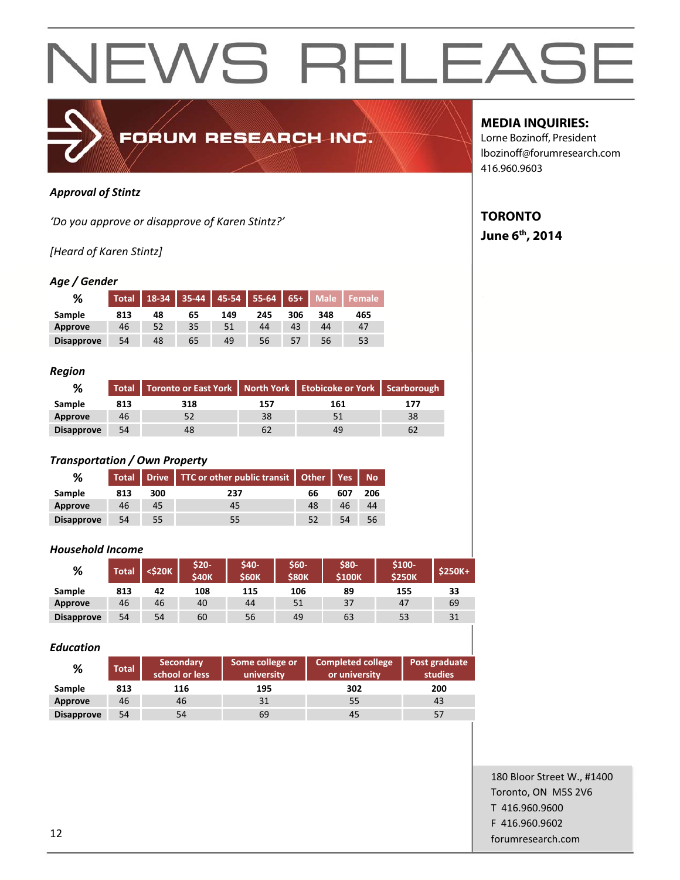# NEWS RELEASE

FORUM RESEARCH INC.

**MEDIA INQUIRIES:**
Lorne Bozinoff, President
lbozinoff@forumresearch.com
416.960.9603

**TORONTO**
**June 6th, 2014**

***Approval of Stintz***

*'Do you approve or disapprove of Karen Stintz?'*

*[Heard of Karen Stintz]*

***Age / Gender***

| % | Total | 18-34 | 35-44 | 45-54 | 55-64 | 65+ | Male | Female |
|---|---|---|---|---|---|---|---|---|
| Sample | 813 | 48 | 65 | 149 | 245 | 306 | 348 | 465 |
| Approve | 46 | 52 | 35 | 51 | 44 | 43 | 44 | 47 |
| Disapprove | 54 | 48 | 65 | 49 | 56 | 57 | 56 | 53 |

***Region***

| % | Total | Toronto or East York | North York | Etobicoke or York | Scarborough |
|---|---|---|---|---|---|
| Sample | 813 | 318 | 157 | 161 | 177 |
| Approve | 46 | 52 | 38 | 51 | 38 |
| Disapprove | 54 | 48 | 62 | 49 | 62 |

***Transportation / Own Property***

| % | Total | Drive | TTC or other public transit | Other | Yes | No |
|---|---|---|---|---|---|---|
| Sample | 813 | 300 | 237 | 66 | 607 | 206 |
| Approve | 46 | 45 | 45 | 48 | 46 | 44 |
| Disapprove | 54 | 55 | 55 | 52 | 54 | 56 |

***Household Income***

| % | Total | <$20K | $20-$40K | $40-$60K | $60-$80K | $80-$100K | $100-$250K | $250K+ |
|---|---|---|---|---|---|---|---|---|
| Sample | 813 | 42 | 108 | 115 | 106 | 89 | 155 | 33 |
| Approve | 46 | 46 | 40 | 44 | 51 | 37 | 47 | 69 |
| Disapprove | 54 | 54 | 60 | 56 | 49 | 63 | 53 | 31 |

***Education***

| % | Total | Secondary school or less | Some college or university | Completed college or university | Post graduate studies |
|---|---|---|---|---|---|
| Sample | 813 | 116 | 195 | 302 | 200 |
| Approve | 46 | 46 | 31 | 55 | 43 |
| Disapprove | 54 | 54 | 69 | 45 | 57 |

180 Bloor Street W., #1400
Toronto, ON M5S 2V6
T 416.960.9600
F 416.960.9602
forumresearch.com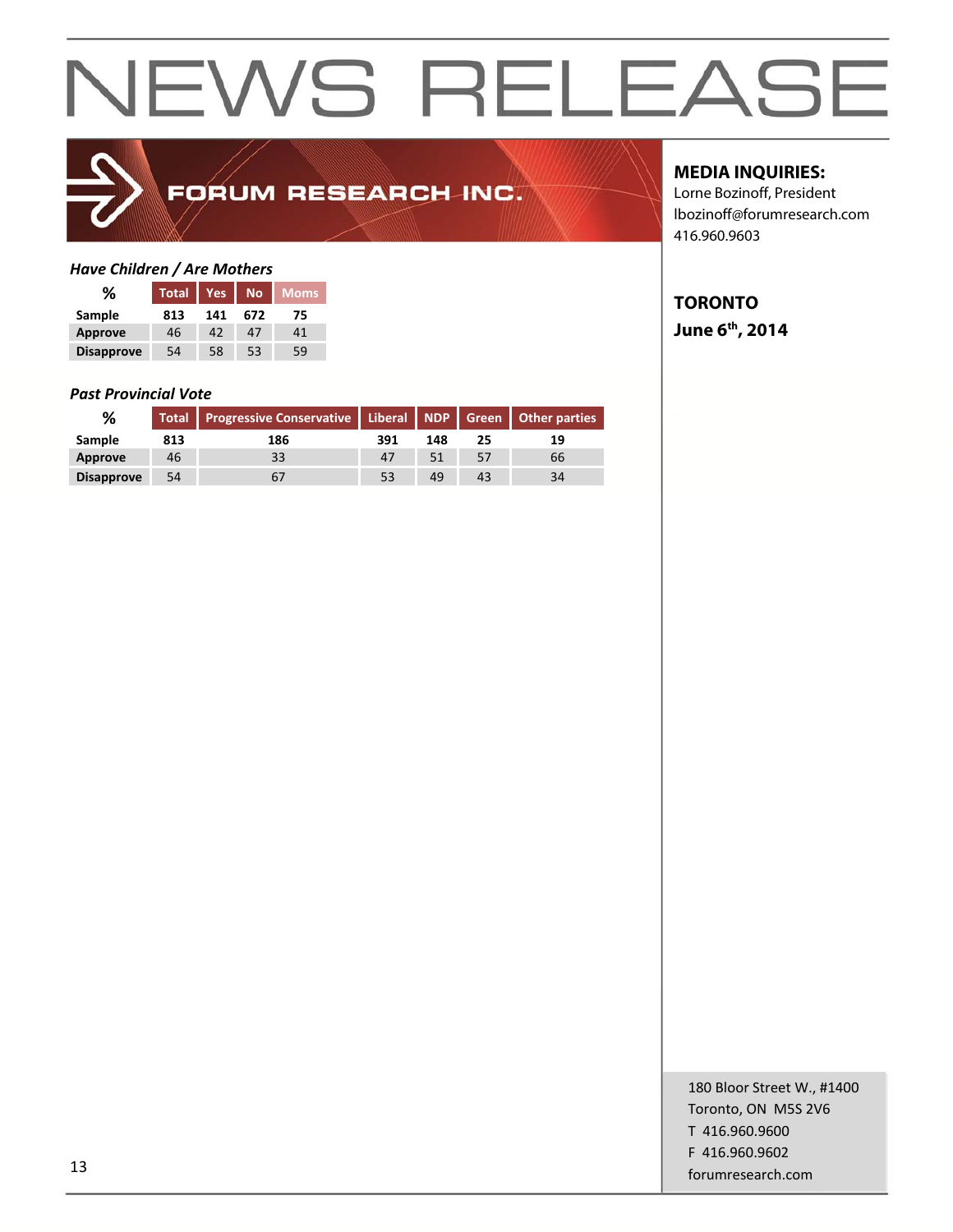# NEWS RELEASE

FORUM RESEARCH INC.

**MEDIA INQUIRIES:**
Lorne Bozinoff, President
lbozinoff@forumresearch.com
416.960.9603

**TORONTO**
**June 6th, 2014**

### *Have Children / Are Mothers*

| % | Total | Yes | No | Moms |
|---|---|---|---|---|
| Sample | 813 | 141 | 672 | 75 |
| Approve | 46 | 42 | 47 | 41 |
| Disapprove | 54 | 58 | 53 | 59 |

### *Past Provincial Vote*

| % | Total | Progressive Conservative | Liberal | NDP | Green | Other parties |
|---|---|---|---|---|---|---|
| Sample | 813 | 186 | 391 | 148 | 25 | 19 |
| Approve | 46 | 33 | 47 | 51 | 57 | 66 |
| Disapprove | 54 | 67 | 53 | 49 | 43 | 34 |

180 Bloor Street W., #1400
Toronto, ON M5S 2V6
T 416.960.9600
F 416.960.9602
forumresearch.com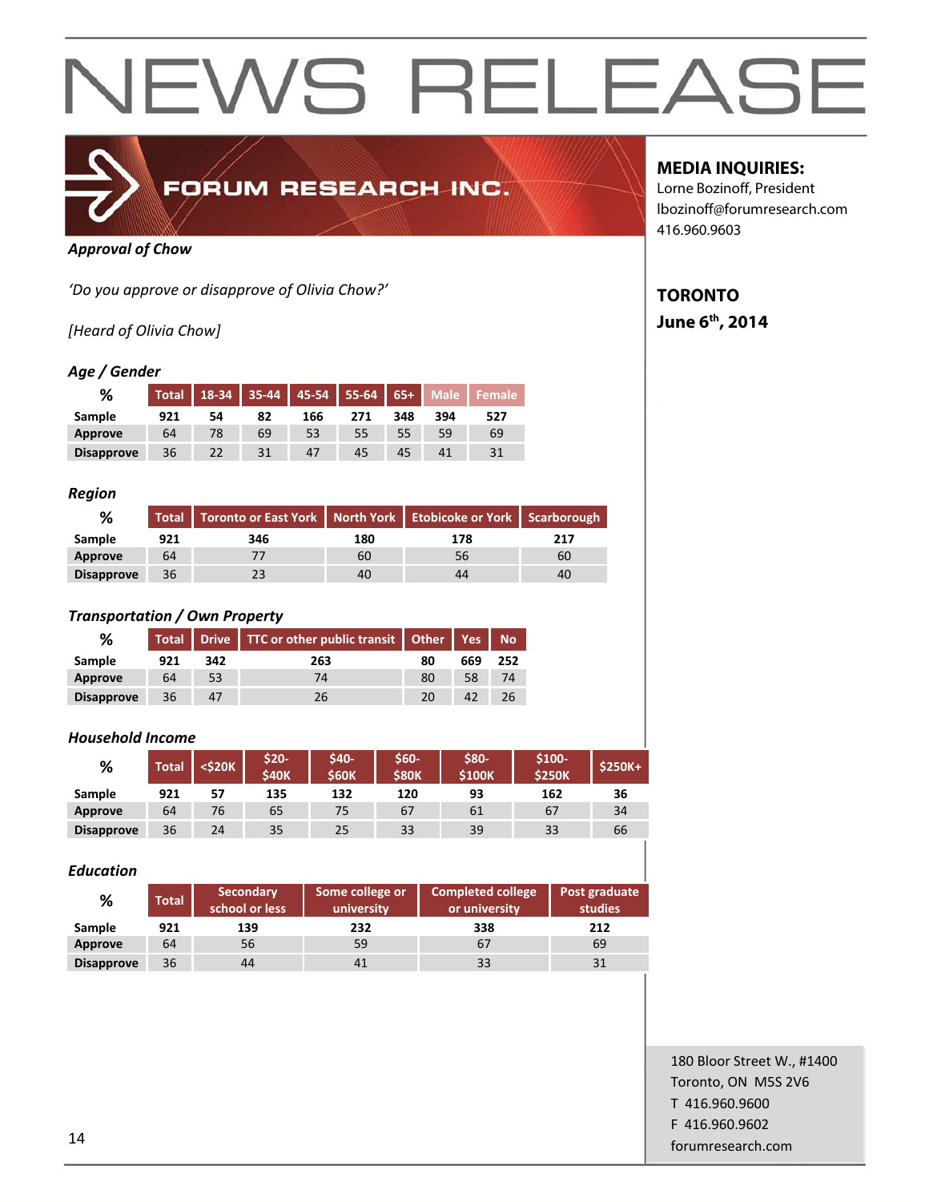# NEWS RELEASE

FORUM RESEARCH INC.

**MEDIA INQUIRIES:**
Lorne Bozinoff, President
lbozinoff@forumresearch.com
416.960.9603

**TORONTO**
**June 6th, 2014**

***Approval of Chow***

*'Do you approve or disapprove of Olivia Chow?'*

*[Heard of Olivia Chow]*

***Age / Gender***

| % | Total | 18-34 | 35-44 | 45-54 | 55-64 | 65+ | Male | Female |
|---|---|---|---|---|---|---|---|---|
| Sample | 921 | 54 | 82 | 166 | 271 | 348 | 394 | 527 |
| Approve | 64 | 78 | 69 | 53 | 55 | 55 | 59 | 69 |
| Disapprove | 36 | 22 | 31 | 47 | 45 | 45 | 41 | 31 |

***Region***

| % | Total | Toronto or East York | North York | Etobicoke or York | Scarborough |
|---|---|---|---|---|---|
| Sample | 921 | 346 | 180 | 178 | 217 |
| Approve | 64 | 77 | 60 | 56 | 60 |
| Disapprove | 36 | 23 | 40 | 44 | 40 |

***Transportation / Own Property***

| % | Total | Drive | TTC or other public transit | Other | Yes | No |
|---|---|---|---|---|---|---|
| Sample | 921 | 342 | 263 | 80 | 669 | 252 |
| Approve | 64 | 53 | 74 | 80 | 58 | 74 |
| Disapprove | 36 | 47 | 26 | 20 | 42 | 26 |

***Household Income***

| % | Total | <$20K | $20-$40K | $40-$60K | $60-$80K | $80-$100K | $100-$250K | $250K+ |
|---|---|---|---|---|---|---|---|---|
| Sample | 921 | 57 | 135 | 132 | 120 | 93 | 162 | 36 |
| Approve | 64 | 76 | 65 | 75 | 67 | 61 | 67 | 34 |
| Disapprove | 36 | 24 | 35 | 25 | 33 | 39 | 33 | 66 |

***Education***

| % | Total | Secondary school or less | Some college or university | Completed college or university | Post graduate studies |
|---|---|---|---|---|---|
| Sample | 921 | 139 | 232 | 338 | 212 |
| Approve | 64 | 56 | 59 | 67 | 69 |
| Disapprove | 36 | 44 | 41 | 33 | 31 |

180 Bloor Street W., #1400
Toronto, ON M5S 2V6
T 416.960.9600
F 416.960.9602
forumresearch.com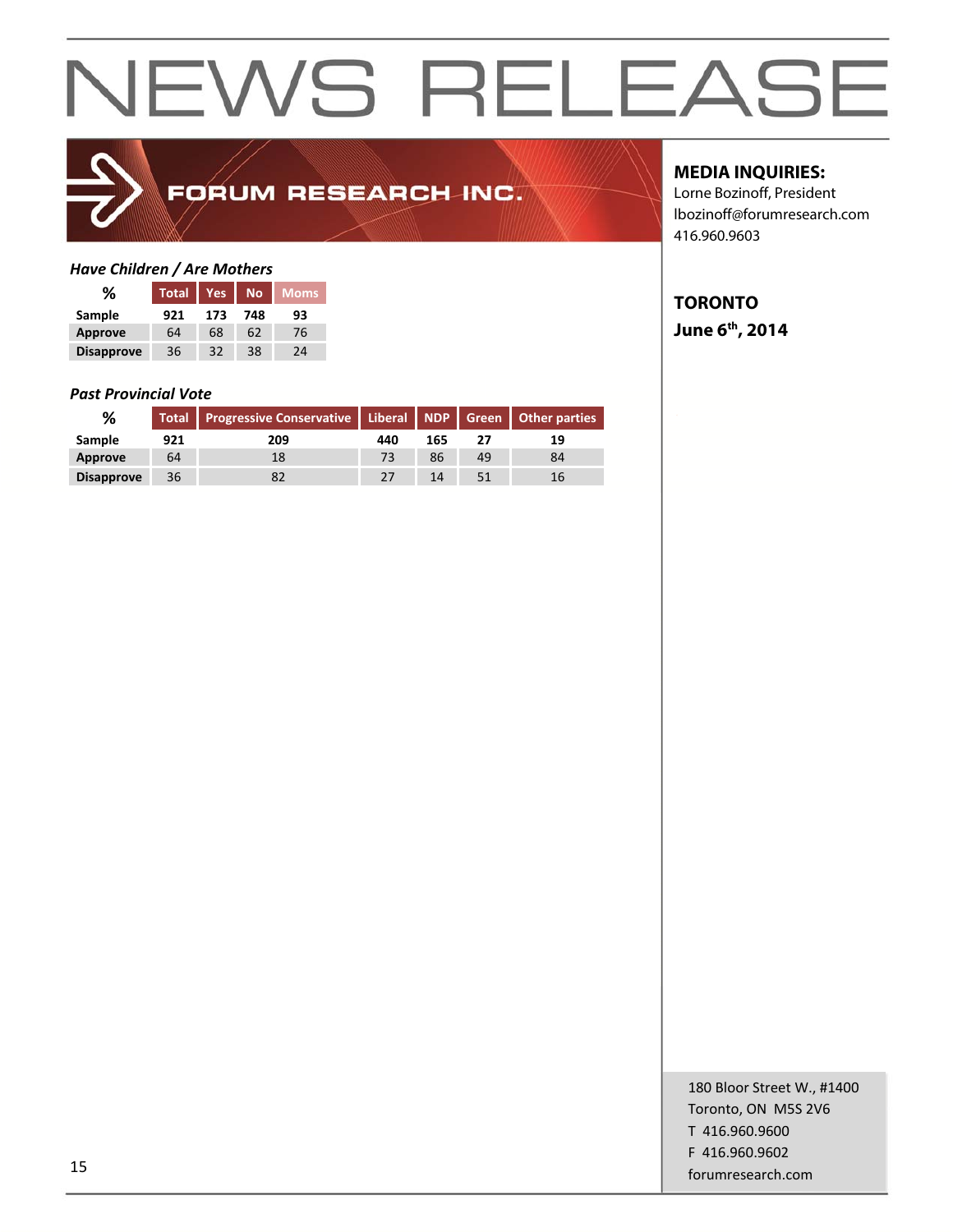# NEWS RELEASE

FORUM RESEARCH INC.

**MEDIA INQUIRIES:**
Lorne Bozinoff, President
lbozinoff@forumresearch.com
416.960.9603

**TORONTO**
**June 6th, 2014**

***Have Children / Are Mothers***

| % | Total | Yes | No | Moms |
|---|---|---|---|---|
| **Sample** | **921** | **173** | **748** | **93** |
| **Approve** | 64 | 68 | 62 | 76 |
| **Disapprove** | 36 | 32 | 38 | 24 |

***Past Provincial Vote***

| % | Total | Progressive Conservative | Liberal | NDP | Green | Other parties |
|---|---|---|---|---|---|---|
| **Sample** | **921** | **209** | **440** | **165** | **27** | **19** |
| **Approve** | 64 | 18 | 73 | 86 | 49 | 84 |
| **Disapprove** | 36 | 82 | 27 | 14 | 51 | 16 |

180 Bloor Street W., #1400
Toronto, ON M5S 2V6
T 416.960.9600
F 416.960.9602
forumresearch.com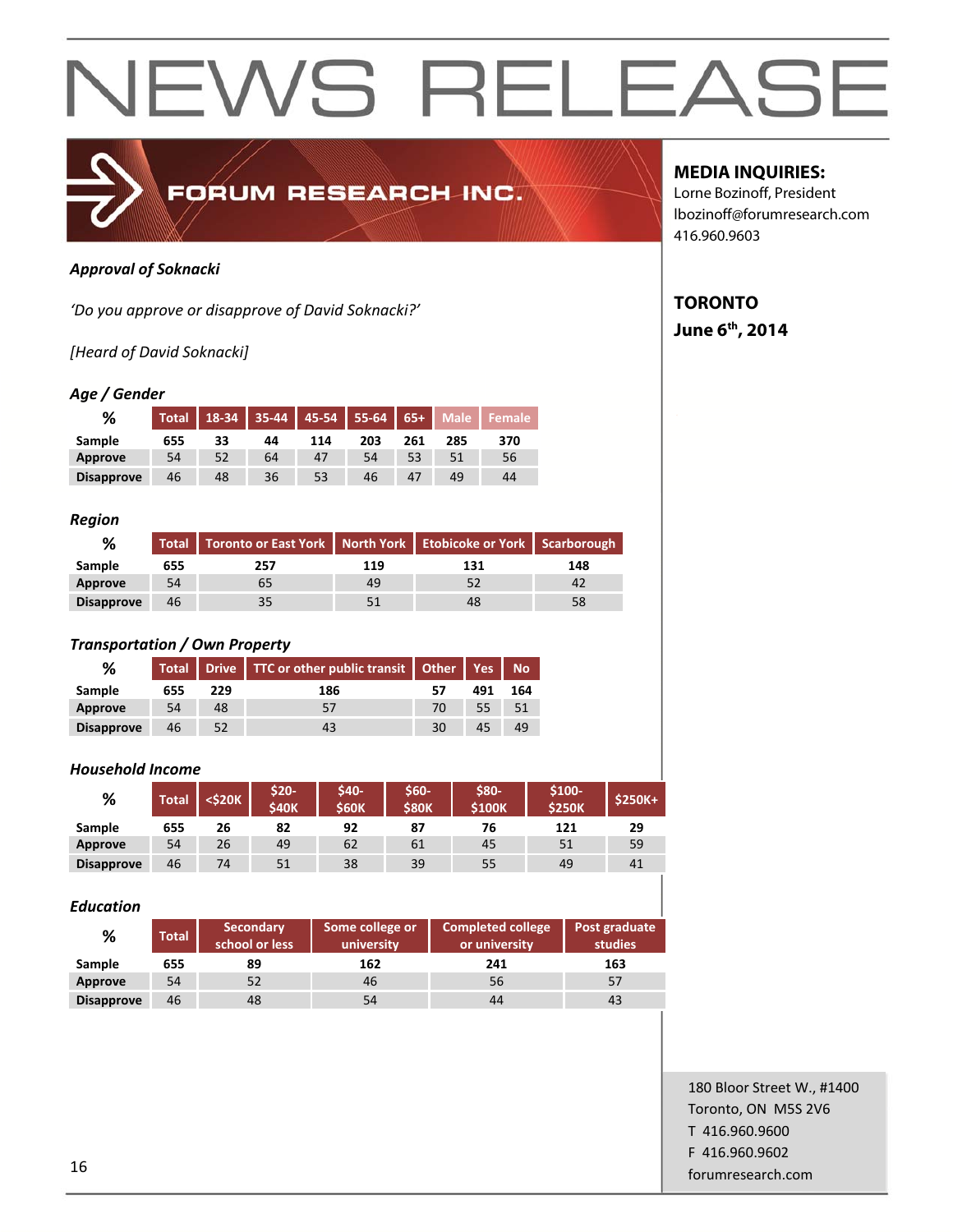# NEWS RELEASE

FORUM RESEARCH INC.

**MEDIA INQUIRIES:**
Lorne Bozinoff, President
lbozinoff@forumresearch.com
416.960.9603

**TORONTO**
**June 6th, 2014**

***Approval of Soknacki***

*'Do you approve or disapprove of David Soknacki?'*

*[Heard of David Soknacki]*

***Age / Gender***

| % | Total | 18-34 | 35-44 | 45-54 | 55-64 | 65+ | Male | Female |
|---|---|---|---|---|---|---|---|---|
| **Sample** | 655 | 33 | 44 | 114 | 203 | 261 | 285 | 370 |
| **Approve** | 54 | 52 | 64 | 47 | 54 | 53 | 51 | 56 |
| **Disapprove** | 46 | 48 | 36 | 53 | 46 | 47 | 49 | 44 |

***Region***

| % | Total | Toronto or East York | North York | Etobicoke or York | Scarborough |
|---|---|---|---|---|---|
| **Sample** | 655 | 257 | 119 | 131 | 148 |
| **Approve** | 54 | 65 | 49 | 52 | 42 |
| **Disapprove** | 46 | 35 | 51 | 48 | 58 |

***Transportation / Own Property***

| % | Total | Drive | TTC or other public transit | Other | Yes | No |
|---|---|---|---|---|---|---|
| **Sample** | 655 | 229 | 186 | 57 | 491 | 164 |
| **Approve** | 54 | 48 | 57 | 70 | 55 | 51 |
| **Disapprove** | 46 | 52 | 43 | 30 | 45 | 49 |

***Household Income***

| % | Total | <$20K | $20-$40K | $40-$60K | $60-$80K | $80-$100K | $100-$250K | $250K+ |
|---|---|---|---|---|---|---|---|---|
| **Sample** | 655 | 26 | 82 | 92 | 87 | 76 | 121 | 29 |
| **Approve** | 54 | 26 | 49 | 62 | 61 | 45 | 51 | 59 |
| **Disapprove** | 46 | 74 | 51 | 38 | 39 | 55 | 49 | 41 |

***Education***

| % | Total | Secondary school or less | Some college or university | Completed college or university | Post graduate studies |
|---|---|---|---|---|---|
| **Sample** | 655 | 89 | 162 | 241 | 163 |
| **Approve** | 54 | 52 | 46 | 56 | 57 |
| **Disapprove** | 46 | 48 | 54 | 44 | 43 |

180 Bloor Street W., #1400
Toronto, ON M5S 2V6
T 416.960.9600
F 416.960.9602
forumresearch.com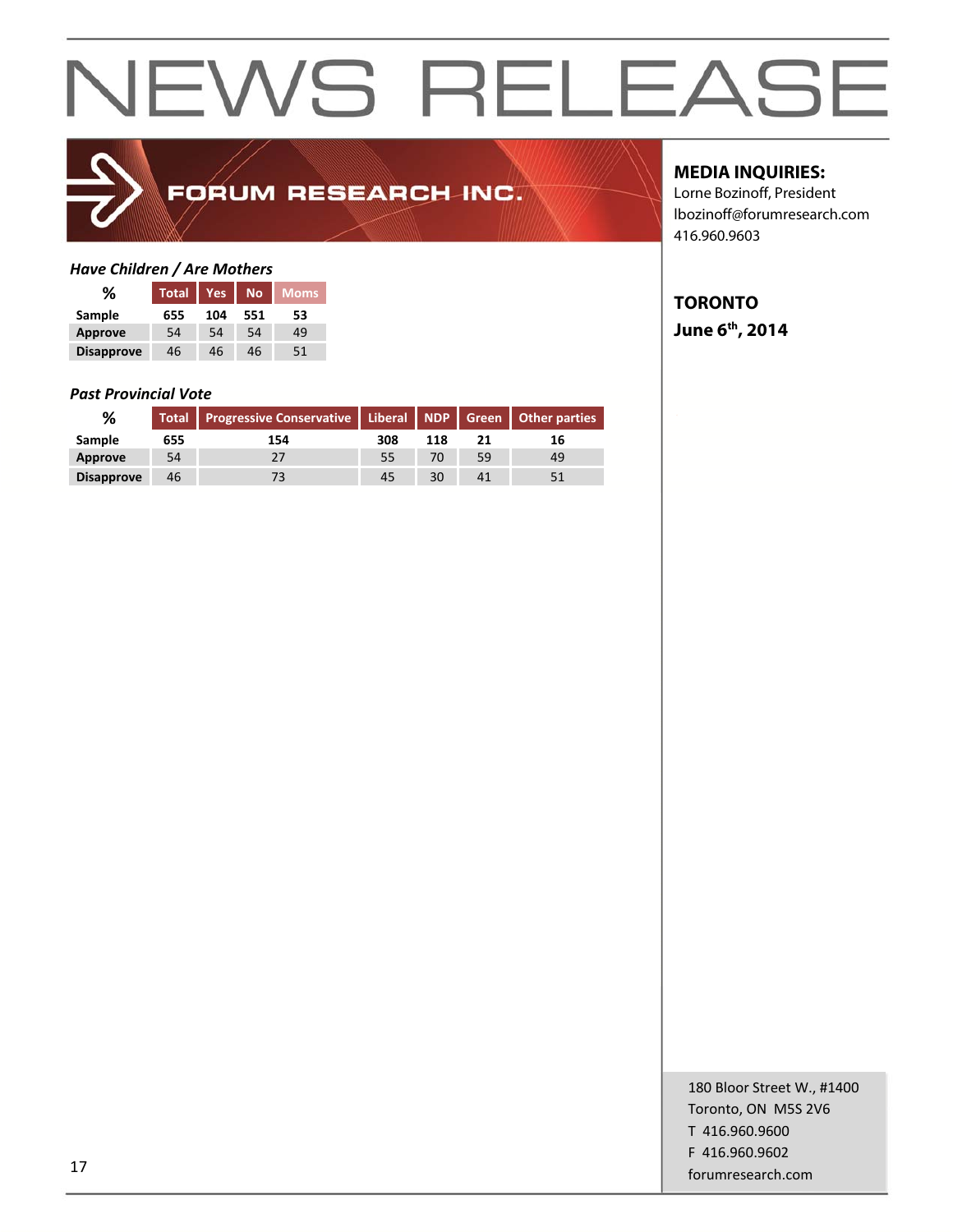# NEWS RELEASE

FORUM RESEARCH INC.

**MEDIA INQUIRIES:**
Lorne Bozinoff, President
lbozinoff@forumresearch.com
416.960.9603

**TORONTO**
**June 6th, 2014**

*Have Children / Are Mothers*

| % | Total | Yes | No | Moms |
|---|---|---|---|---|
| Sample | 655 | 104 | 551 | 53 |
| Approve | 54 | 54 | 54 | 49 |
| Disapprove | 46 | 46 | 46 | 51 |

*Past Provincial Vote*

| % | Total | Progressive Conservative | Liberal | NDP | Green | Other parties |
|---|---|---|---|---|---|---|
| Sample | 655 | 154 | 308 | 118 | 21 | 16 |
| Approve | 54 | 27 | 55 | 70 | 59 | 49 |
| Disapprove | 46 | 73 | 45 | 30 | 41 | 51 |

180 Bloor Street W., #1400
Toronto, ON M5S 2V6
T 416.960.9600
F 416.960.9602
forumresearch.com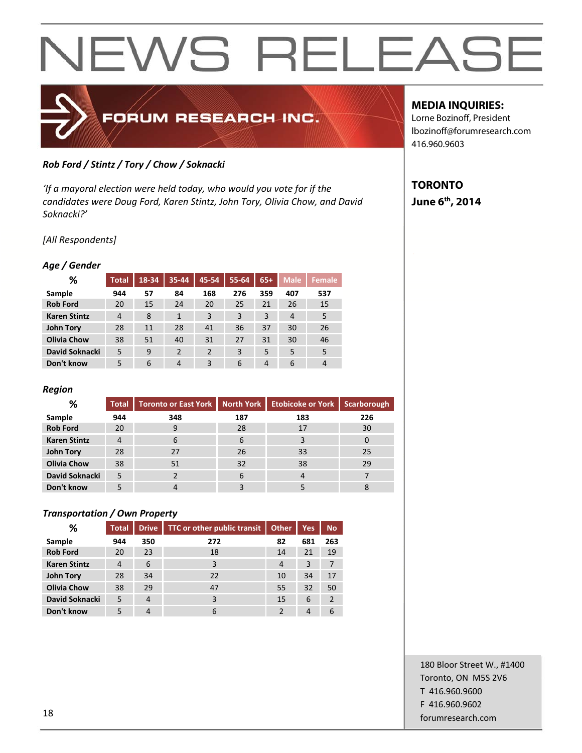# NEWS RELEASE

FORUM RESEARCH INC.

**MEDIA INQUIRIES:**
Lorne Bozinoff, President
lbozinoff@forumresearch.com
416.960.9603

**TORONTO**
**June 6th, 2014**

*Rob Ford / Stintz / Tory / Chow / Soknacki*

*'If a mayoral election were held today, who would you vote for if the candidates were Doug Ford, Karen Stintz, John Tory, Olivia Chow, and David Soknacki?'*

*[All Respondents]*

### *Age / Gender*

| % | Total | 18-34 | 35-44 | 45-54 | 55-64 | 65+ | Male | Female |
|---|---|---|---|---|---|---|---|---|
| **Sample** | **944** | **57** | **84** | **168** | **276** | **359** | **407** | **537** |
| **Rob Ford** | 20 | 15 | 24 | 20 | 25 | 21 | 26 | 15 |
| **Karen Stintz** | 4 | 8 | 1 | 3 | 3 | 3 | 4 | 5 |
| **John Tory** | 28 | 11 | 28 | 41 | 36 | 37 | 30 | 26 |
| **Olivia Chow** | 38 | 51 | 40 | 31 | 27 | 31 | 30 | 46 |
| **David Soknacki** | 5 | 9 | 2 | 2 | 3 | 5 | 5 | 5 |
| **Don't know** | 5 | 6 | 4 | 3 | 6 | 4 | 6 | 4 |

### *Region*

| % | Total | Toronto or East York | North York | Etobicoke or York | Scarborough |
|---|---|---|---|---|---|
| **Sample** | **944** | **348** | **187** | **183** | **226** |
| **Rob Ford** | 20 | 9 | 28 | 17 | 30 |
| **Karen Stintz** | 4 | 6 | 6 | 3 | 0 |
| **John Tory** | 28 | 27 | 26 | 33 | 25 |
| **Olivia Chow** | 38 | 51 | 32 | 38 | 29 |
| **David Soknacki** | 5 | 2 | 6 | 4 | 7 |
| **Don't know** | 5 | 4 | 3 | 5 | 8 |

### *Transportation / Own Property*

| % | Total | Drive | TTC or other public transit | Other | Yes | No |
|---|---|---|---|---|---|---|
| **Sample** | **944** | **350** | **272** | **82** | **681** | **263** |
| **Rob Ford** | 20 | 23 | 18 | 14 | 21 | 19 |
| **Karen Stintz** | 4 | 6 | 3 | 4 | 3 | 7 |
| **John Tory** | 28 | 34 | 22 | 10 | 34 | 17 |
| **Olivia Chow** | 38 | 29 | 47 | 55 | 32 | 50 |
| **David Soknacki** | 5 | 4 | 3 | 15 | 6 | 2 |
| **Don't know** | 5 | 4 | 6 | 2 | 4 | 6 |

180 Bloor Street W., #1400
Toronto, ON M5S 2V6
T 416.960.9600
F 416.960.9602
forumresearch.com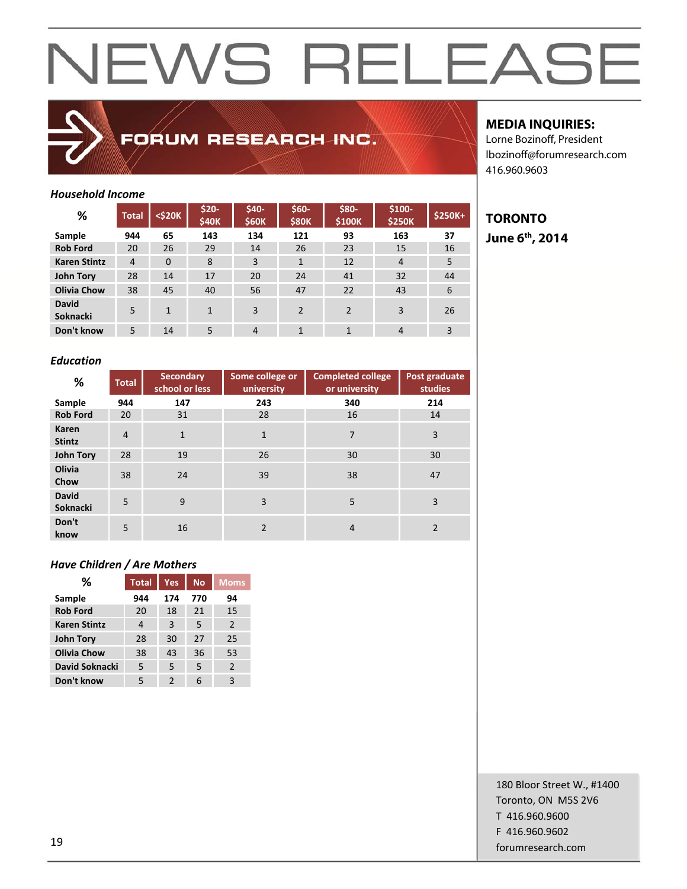# NEWS RELEASE

FORUM RESEARCH INC.

**MEDIA INQUIRIES:**
Lorne Bozinoff, President
lbozinoff@forumresearch.com
416.960.9603

**TORONTO**
**June 6th, 2014**

### *Household Income*

| % | Total | <$20K | $20-$40K | $40-$60K | $60-$80K | $80-$100K | $100-$250K | $250K+ |
|---|---|---|---|---|---|---|---|---|
| **Sample** | **944** | **65** | **143** | **134** | **121** | **93** | **163** | **37** |
| **Rob Ford** | 20 | 26 | 29 | 14 | 26 | 23 | 15 | 16 |
| **Karen Stintz** | 4 | 0 | 8 | 3 | 1 | 12 | 4 | 5 |
| **John Tory** | 28 | 14 | 17 | 20 | 24 | 41 | 32 | 44 |
| **Olivia Chow** | 38 | 45 | 40 | 56 | 47 | 22 | 43 | 6 |
| **David Soknacki** | 5 | 1 | 1 | 3 | 2 | 2 | 3 | 26 |
| **Don't know** | 5 | 14 | 5 | 4 | 1 | 1 | 4 | 3 |

### *Education*

| % | Total | Secondary school or less | Some college or university | Completed college or university | Post graduate studies |
|---|---|---|---|---|---|
| **Sample** | **944** | **147** | **243** | **340** | **214** |
| **Rob Ford** | 20 | 31 | 28 | 16 | 14 |
| **Karen Stintz** | 4 | 1 | 1 | 7 | 3 |
| **John Tory** | 28 | 19 | 26 | 30 | 30 |
| **Olivia Chow** | 38 | 24 | 39 | 38 | 47 |
| **David Soknacki** | 5 | 9 | 3 | 5 | 3 |
| **Don't know** | 5 | 16 | 2 | 4 | 2 |

### *Have Children / Are Mothers*

| % | Total | Yes | No | Moms |
|---|---|---|---|---|
| **Sample** | **944** | **174** | **770** | **94** |
| **Rob Ford** | 20 | 18 | 21 | 15 |
| **Karen Stintz** | 4 | 3 | 5 | 2 |
| **John Tory** | 28 | 30 | 27 | 25 |
| **Olivia Chow** | 38 | 43 | 36 | 53 |
| **David Soknacki** | 5 | 5 | 5 | 2 |
| **Don't know** | 5 | 2 | 6 | 3 |

180 Bloor Street W., #1400
Toronto, ON M5S 2V6
T 416.960.9600
F 416.960.9602
forumresearch.com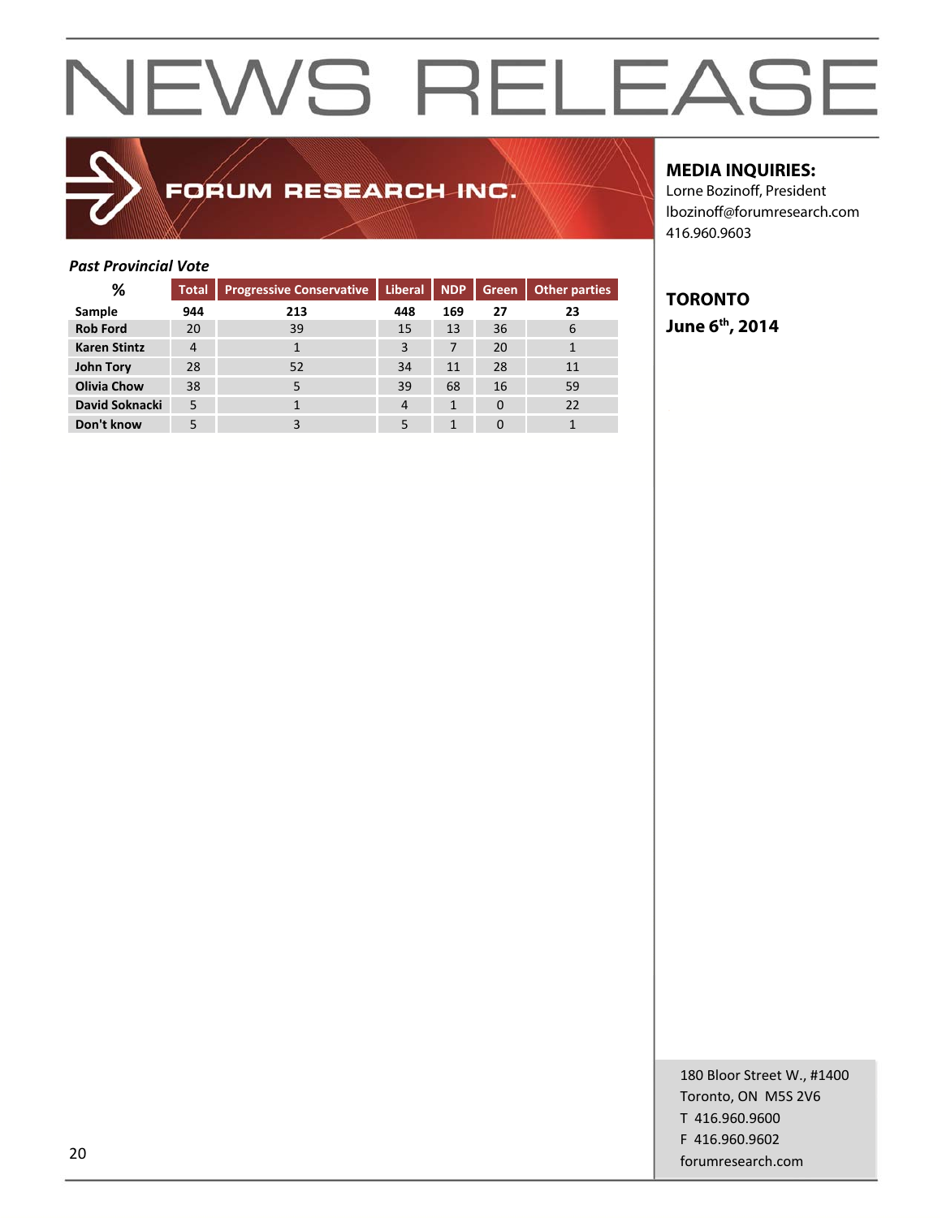# NEWS RELEASE

FORUM RESEARCH INC.

**MEDIA INQUIRIES:**
Lorne Bozinoff, President
lbozinoff@forumresearch.com
416.960.9603

**TORONTO**
**June 6th, 2014**

***Past Provincial Vote***

| % | Total | Progressive Conservative | Liberal | NDP | Green | Other parties |
|---|---|---|---|---|---|---|
| **Sample** | **944** | **213** | **448** | **169** | **27** | **23** |
| **Rob Ford** | 20 | 39 | 15 | 13 | 36 | 6 |
| **Karen Stintz** | 4 | 1 | 3 | 7 | 20 | 1 |
| **John Tory** | 28 | 52 | 34 | 11 | 28 | 11 |
| **Olivia Chow** | 38 | 5 | 39 | 68 | 16 | 59 |
| **David Soknacki** | 5 | 1 | 4 | 1 | 0 | 22 |
| **Don't know** | 5 | 3 | 5 | 1 | 0 | 1 |

180 Bloor Street W., #1400
Toronto, ON M5S 2V6
T 416.960.9600
F 416.960.9602
forumresearch.com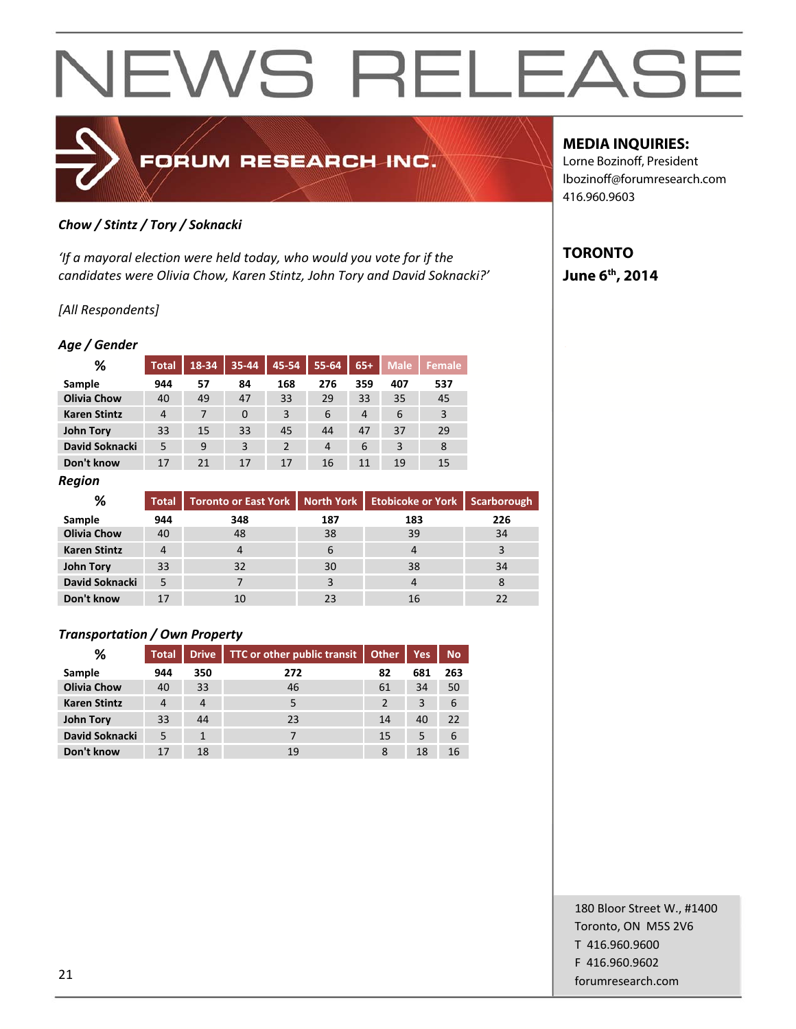# NEWS RELEASE

FORUM RESEARCH INC.

**MEDIA INQUIRIES:**
Lorne Bozinoff, President
lbozinoff@forumresearch.com
416.960.9603

**TORONTO**
**June 6th, 2014**

***Chow / Stintz / Tory / Soknacki***

*'If a mayoral election were held today, who would you vote for if the candidates were Olivia Chow, Karen Stintz, John Tory and David Soknacki?'*

*[All Respondents]*

***Age / Gender***

| % | Total | 18-34 | 35-44 | 45-54 | 55-64 | 65+ | Male | Female |
|---|---|---|---|---|---|---|---|---|
| **Sample** | **944** | **57** | **84** | **168** | **276** | **359** | **407** | **537** |
| **Olivia Chow** | 40 | 49 | 47 | 33 | 29 | 33 | 35 | 45 |
| **Karen Stintz** | 4 | 7 | 0 | 3 | 6 | 4 | 6 | 3 |
| **John Tory** | 33 | 15 | 33 | 45 | 44 | 47 | 37 | 29 |
| **David Soknacki** | 5 | 9 | 3 | 2 | 4 | 6 | 3 | 8 |
| **Don't know** | 17 | 21 | 17 | 17 | 16 | 11 | 19 | 15 |

***Region***

| % | Total | Toronto or East York | North York | Etobicoke or York | Scarborough |
|---|---|---|---|---|---|
| **Sample** | **944** | **348** | **187** | **183** | **226** |
| **Olivia Chow** | 40 | 48 | 38 | 39 | 34 |
| **Karen Stintz** | 4 | 4 | 6 | 4 | 3 |
| **John Tory** | 33 | 32 | 30 | 38 | 34 |
| **David Soknacki** | 5 | 7 | 3 | 4 | 8 |
| **Don't know** | 17 | 10 | 23 | 16 | 22 |

***Transportation / Own Property***

| % | Total | Drive | TTC or other public transit | Other | Yes | No |
|---|---|---|---|---|---|---|
| **Sample** | **944** | **350** | **272** | **82** | **681** | **263** |
| **Olivia Chow** | 40 | 33 | 46 | 61 | 34 | 50 |
| **Karen Stintz** | 4 | 4 | 5 | 2 | 3 | 6 |
| **John Tory** | 33 | 44 | 23 | 14 | 40 | 22 |
| **David Soknacki** | 5 | 1 | 7 | 15 | 5 | 6 |
| **Don't know** | 17 | 18 | 19 | 8 | 18 | 16 |

180 Bloor Street W., #1400
Toronto, ON M5S 2V6
T 416.960.9600
F 416.960.9602
forumresearch.com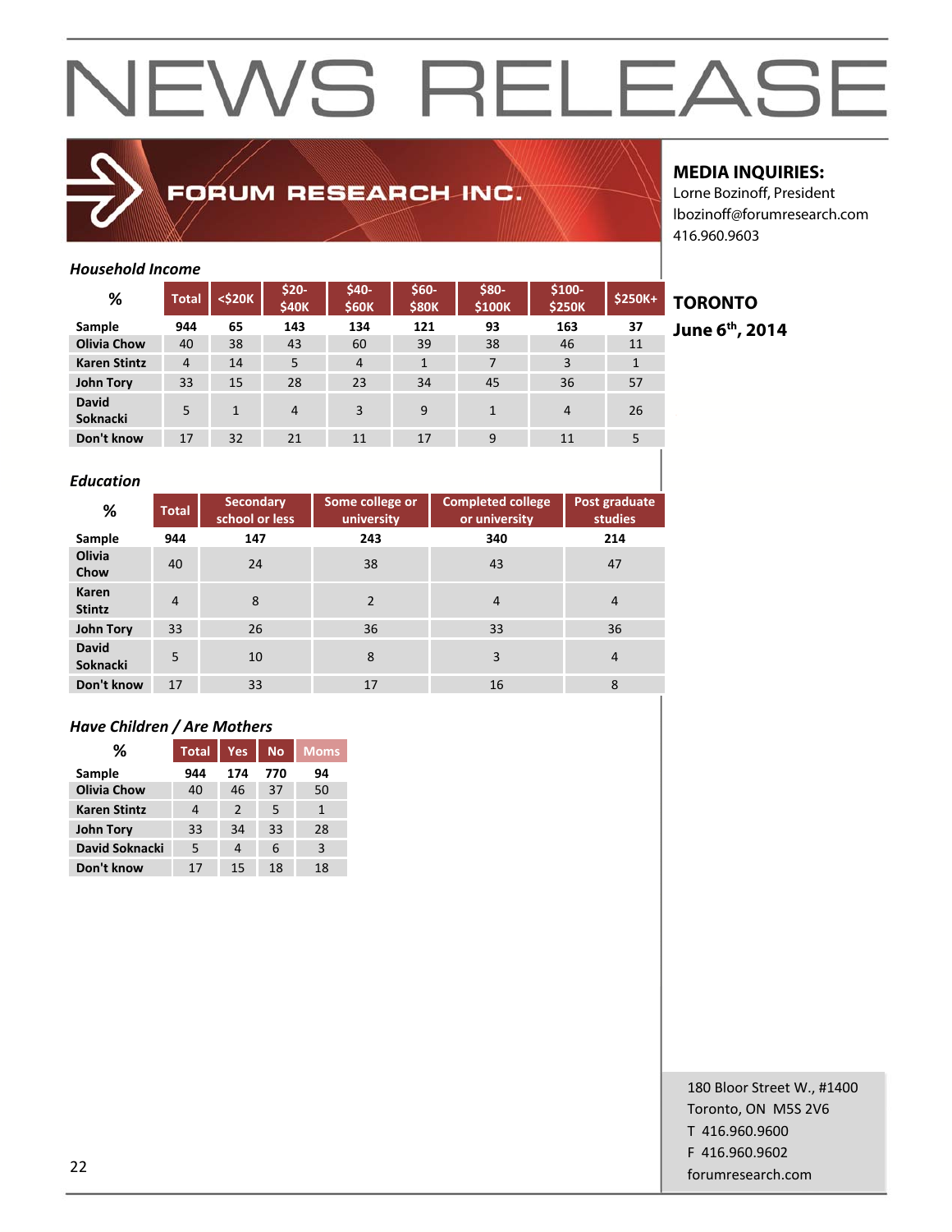# NEWS RELEASE

FORUM RESEARCH INC.

**MEDIA INQUIRIES:**
Lorne Bozinoff, President
lbozinoff@forumresearch.com
416.960.9603

**TORONTO**
**June 6th, 2014**

*Household Income*

| % | Total | <$20K | $20-$40K | $40-$60K | $60-$80K | $80-$100K | $100-$250K | $250K+ |
|---|---|---|---|---|---|---|---|---|
| **Sample** | **944** | **65** | **143** | **134** | **121** | **93** | **163** | **37** |
| **Olivia Chow** | 40 | 38 | 43 | 60 | 39 | 38 | 46 | 11 |
| **Karen Stintz** | 4 | 14 | 5 | 4 | 1 | 7 | 3 | 1 |
| **John Tory** | 33 | 15 | 28 | 23 | 34 | 45 | 36 | 57 |
| **David Soknacki** | 5 | 1 | 4 | 3 | 9 | 1 | 4 | 26 |
| **Don't know** | 17 | 32 | 21 | 11 | 17 | 9 | 11 | 5 |

*Education*

| % | Total | Secondary school or less | Some college or university | Completed college or university | Post graduate studies |
|---|---|---|---|---|---|
| **Sample** | **944** | **147** | **243** | **340** | **214** |
| **Olivia Chow** | 40 | 24 | 38 | 43 | 47 |
| **Karen Stintz** | 4 | 8 | 2 | 4 | 4 |
| **John Tory** | 33 | 26 | 36 | 33 | 36 |
| **David Soknacki** | 5 | 10 | 8 | 3 | 4 |
| **Don't know** | 17 | 33 | 17 | 16 | 8 |

*Have Children / Are Mothers*

| % | Total | Yes | No | Moms |
|---|---|---|---|---|
| **Sample** | **944** | **174** | **770** | **94** |
| **Olivia Chow** | 40 | 46 | 37 | 50 |
| **Karen Stintz** | 4 | 2 | 5 | 1 |
| **John Tory** | 33 | 34 | 33 | 28 |
| **David Soknacki** | 5 | 4 | 6 | 3 |
| **Don't know** | 17 | 15 | 18 | 18 |

180 Bloor Street W., #1400
Toronto, ON M5S 2V6
T 416.960.9600
F 416.960.9602
forumresearch.com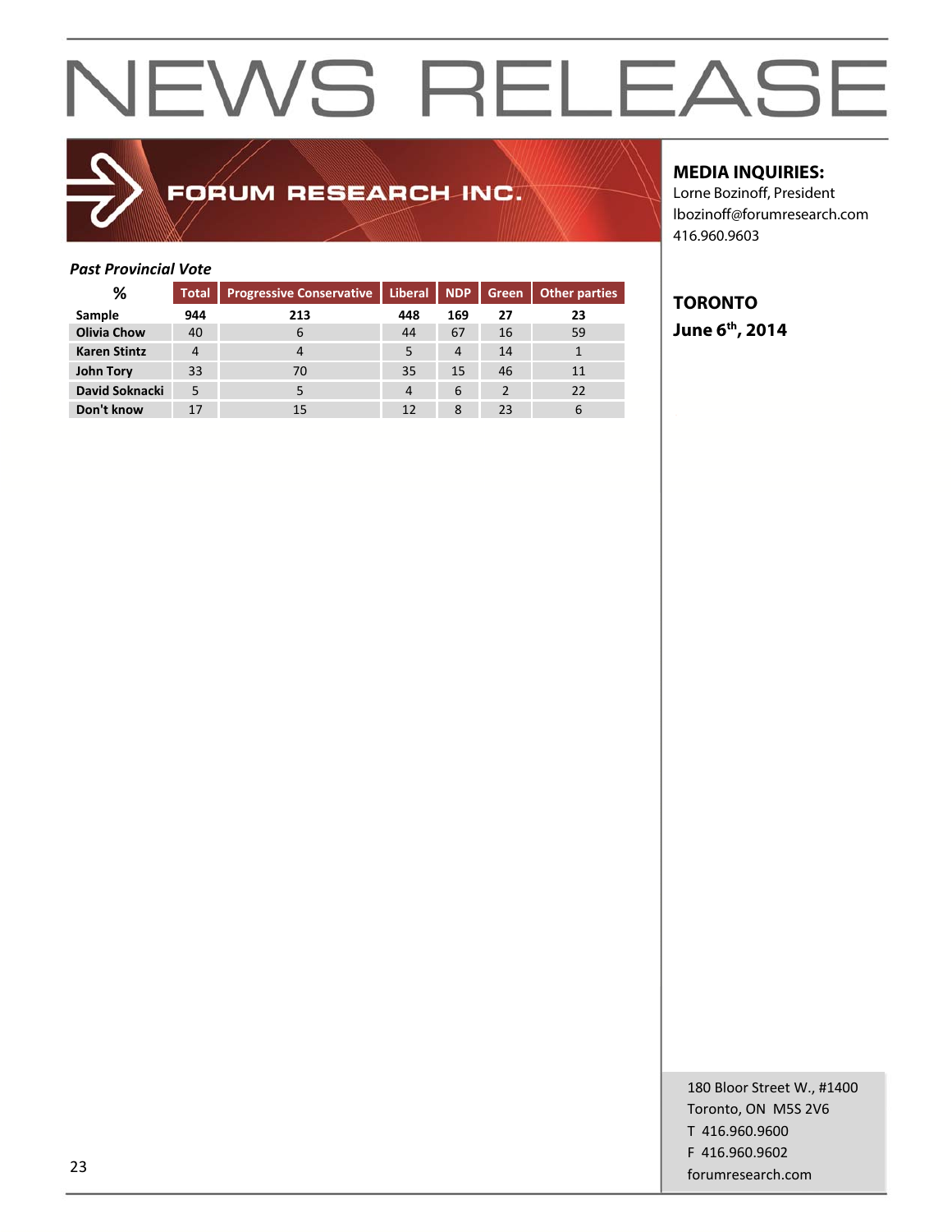# NEWS RELEASE

FORUM RESEARCH INC.

**MEDIA INQUIRIES:**
Lorne Bozinoff, President
lbozinoff@forumresearch.com
416.960.9603

**TORONTO**
**June 6th, 2014**

***Past Provincial Vote***

| % | Total | Progressive Conservative | Liberal | NDP | Green | Other parties |
|---|---|---|---|---|---|---|
| **Sample** | **944** | **213** | **448** | **169** | **27** | **23** |
| **Olivia Chow** | 40 | 6 | 44 | 67 | 16 | 59 |
| **Karen Stintz** | 4 | 4 | 5 | 4 | 14 | 1 |
| **John Tory** | 33 | 70 | 35 | 15 | 46 | 11 |
| **David Soknacki** | 5 | 5 | 4 | 6 | 2 | 22 |
| **Don't know** | 17 | 15 | 12 | 8 | 23 | 6 |

180 Bloor Street W., #1400
Toronto, ON M5S 2V6
T 416.960.9600
F 416.960.9602
forumresearch.com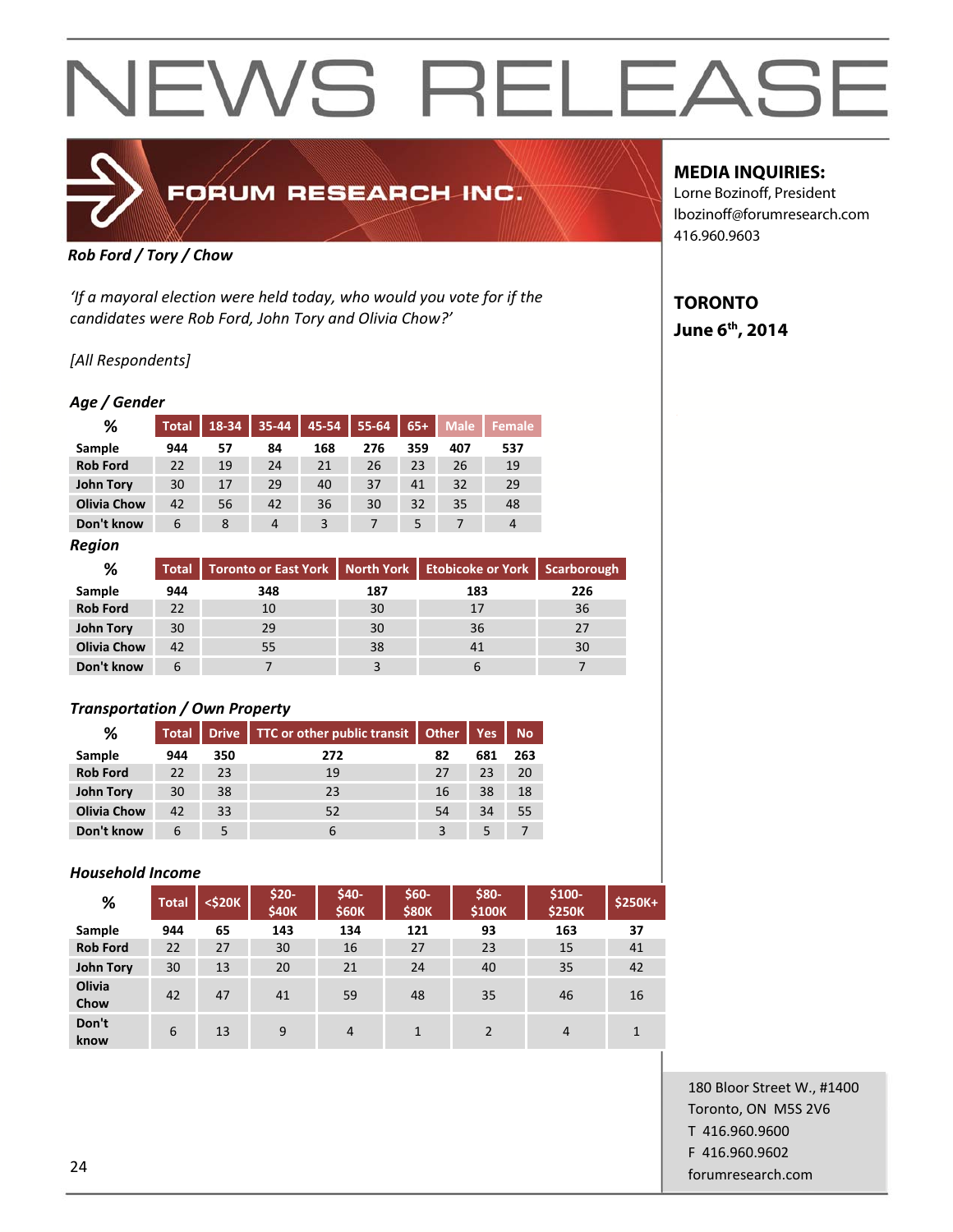# NEWS RELEASE

FORUM RESEARCH INC.

**MEDIA INQUIRIES:**
Lorne Bozinoff, President
lbozinoff@forumresearch.com
416.960.9603

**TORONTO**
**June 6th, 2014**

***Rob Ford / Tory / Chow***

*'If a mayoral election were held today, who would you vote for if the candidates were Rob Ford, John Tory and Olivia Chow?'*

*[All Respondents]*

***Age / Gender***

| % | Total | 18-34 | 35-44 | 45-54 | 55-64 | 65+ | Male | Female |
|---|---|---|---|---|---|---|---|---|
| Sample | 944 | 57 | 84 | 168 | 276 | 359 | 407 | 537 |
| Rob Ford | 22 | 19 | 24 | 21 | 26 | 23 | 26 | 19 |
| John Tory | 30 | 17 | 29 | 40 | 37 | 41 | 32 | 29 |
| Olivia Chow | 42 | 56 | 42 | 36 | 30 | 32 | 35 | 48 |
| Don't know | 6 | 8 | 4 | 3 | 7 | 5 | 7 | 4 |

***Region***

| % | Total | Toronto or East York | North York | Etobicoke or York | Scarborough |
|---|---|---|---|---|---|
| Sample | 944 | 348 | 187 | 183 | 226 |
| Rob Ford | 22 | 10 | 30 | 17 | 36 |
| John Tory | 30 | 29 | 30 | 36 | 27 |
| Olivia Chow | 42 | 55 | 38 | 41 | 30 |
| Don't know | 6 | 7 | 3 | 6 | 7 |

***Transportation / Own Property***

| % | Total | Drive | TTC or other public transit | Other | Yes | No |
|---|---|---|---|---|---|---|
| Sample | 944 | 350 | 272 | 82 | 681 | 263 |
| Rob Ford | 22 | 23 | 19 | 27 | 23 | 20 |
| John Tory | 30 | 38 | 23 | 16 | 38 | 18 |
| Olivia Chow | 42 | 33 | 52 | 54 | 34 | 55 |
| Don't know | 6 | 5 | 6 | 3 | 5 | 7 |

***Household Income***

| % | Total | <$20K | $20-$40K | $40-$60K | $60-$80K | $80-$100K | $100-$250K | $250K+ |
|---|---|---|---|---|---|---|---|---|
| Sample | 944 | 65 | 143 | 134 | 121 | 93 | 163 | 37 |
| Rob Ford | 22 | 27 | 30 | 16 | 27 | 23 | 15 | 41 |
| John Tory | 30 | 13 | 20 | 21 | 24 | 40 | 35 | 42 |
| Olivia Chow | 42 | 47 | 41 | 59 | 48 | 35 | 46 | 16 |
| Don't know | 6 | 13 | 9 | 4 | 1 | 2 | 4 | 1 |

180 Bloor Street W., #1400
Toronto, ON M5S 2V6
T 416.960.9600
F 416.960.9602
forumresearch.com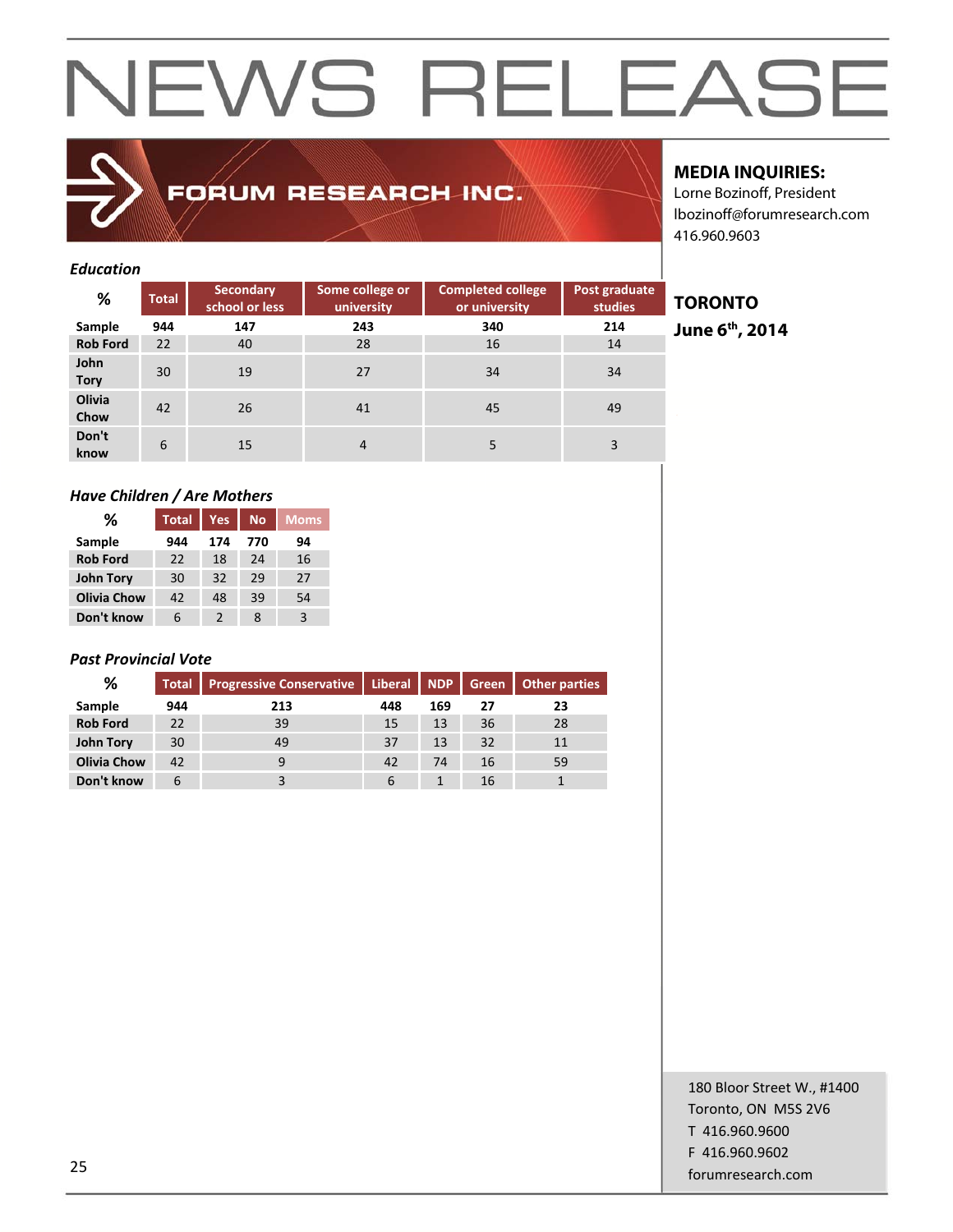# NEWS RELEASE

FORUM RESEARCH INC.

**MEDIA INQUIRIES:**
Lorne Bozinoff, President
lbozinoff@forumresearch.com
416.960.9603

**TORONTO**
**June 6th, 2014**

*Education*

| % | Total | Secondary school or less | Some college or university | Completed college or university | Post graduate studies |
|---|---|---|---|---|---|
| **Sample** | **944** | **147** | **243** | **340** | **214** |
| **Rob Ford** | 22 | 40 | 28 | 16 | 14 |
| **John Tory** | 30 | 19 | 27 | 34 | 34 |
| **Olivia Chow** | 42 | 26 | 41 | 45 | 49 |
| **Don't know** | 6 | 15 | 4 | 5 | 3 |

*Have Children / Are Mothers*

| % | Total | Yes | No | Moms |
|---|---|---|---|---|
| **Sample** | **944** | **174** | **770** | **94** |
| **Rob Ford** | 22 | 18 | 24 | 16 |
| **John Tory** | 30 | 32 | 29 | 27 |
| **Olivia Chow** | 42 | 48 | 39 | 54 |
| **Don't know** | 6 | 2 | 8 | 3 |

*Past Provincial Vote*

| % | Total | Progressive Conservative | Liberal | NDP | Green | Other parties |
|---|---|---|---|---|---|---|
| **Sample** | **944** | **213** | **448** | **169** | **27** | **23** |
| **Rob Ford** | 22 | 39 | 15 | 13 | 36 | 28 |
| **John Tory** | 30 | 49 | 37 | 13 | 32 | 11 |
| **Olivia Chow** | 42 | 9 | 42 | 74 | 16 | 59 |
| **Don't know** | 6 | 3 | 6 | 1 | 16 | 1 |

180 Bloor Street W., #1400
Toronto, ON M5S 2V6
T 416.960.9600
F 416.960.9602
forumresearch.com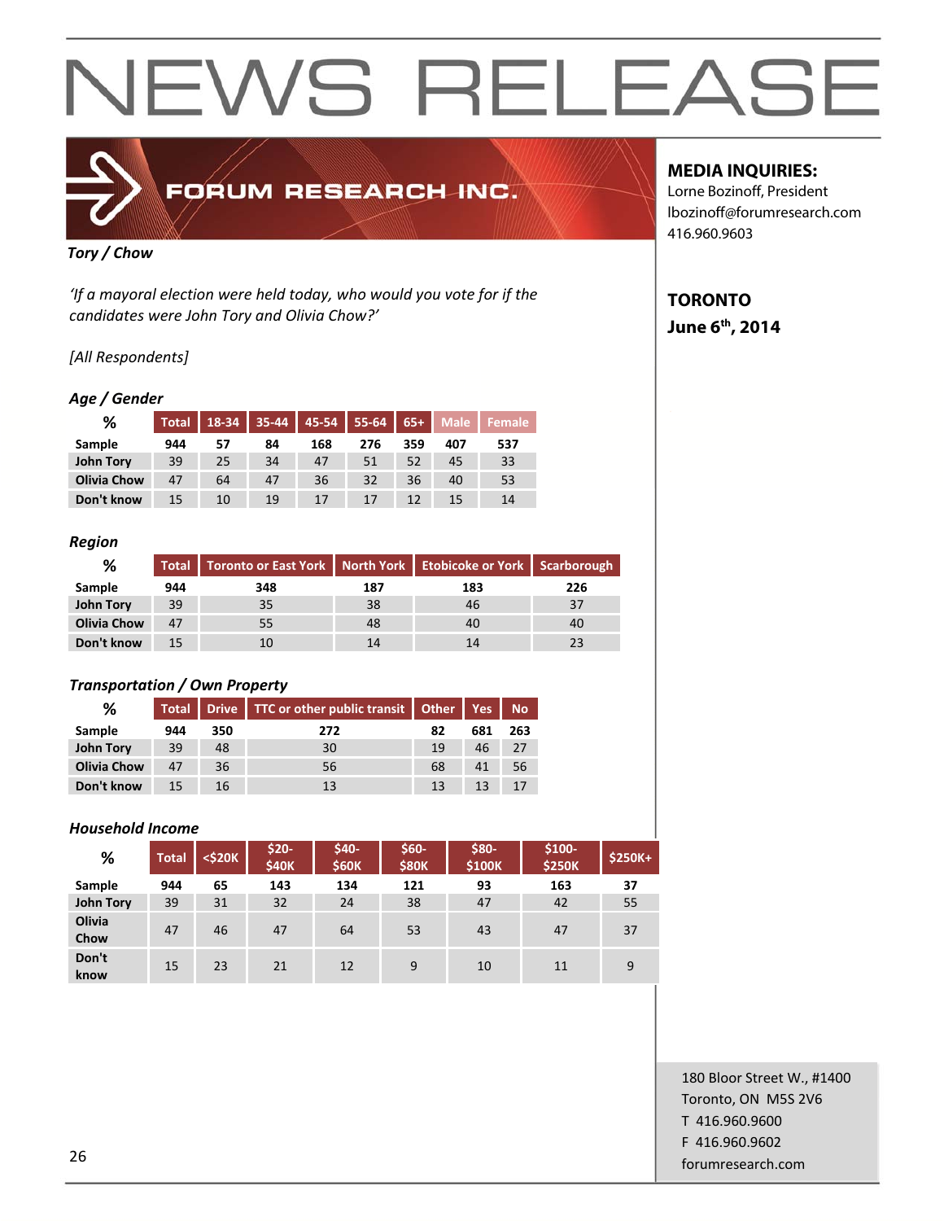# NEWS RELEASE

**FORUM RESEARCH INC.**

**MEDIA INQUIRIES:**
Lorne Bozinoff, President
lbozinoff@forumresearch.com
416.960.9603

**TORONTO**
**June 6th, 2014**

*Tory / Chow*

*'If a mayoral election were held today, who would you vote for if the candidates were John Tory and Olivia Chow?'*

*[All Respondents]*

*Age / Gender*

| % | Total | 18-34 | 35-44 | 45-54 | 55-64 | 65+ | Male | Female |
|---|---|---|---|---|---|---|---|---|
| Sample | 944 | 57 | 84 | 168 | 276 | 359 | 407 | 537 |
| John Tory | 39 | 25 | 34 | 47 | 51 | 52 | 45 | 33 |
| Olivia Chow | 47 | 64 | 47 | 36 | 32 | 36 | 40 | 53 |
| Don't know | 15 | 10 | 19 | 17 | 17 | 12 | 15 | 14 |

*Region*

| % | Total | Toronto or East York | North York | Etobicoke or York | Scarborough |
|---|---|---|---|---|---|
| Sample | 944 | 348 | 187 | 183 | 226 |
| John Tory | 39 | 35 | 38 | 46 | 37 |
| Olivia Chow | 47 | 55 | 48 | 40 | 40 |
| Don't know | 15 | 10 | 14 | 14 | 23 |

*Transportation / Own Property*

| % | Total | Drive | TTC or other public transit | Other | Yes | No |
|---|---|---|---|---|---|---|
| Sample | 944 | 350 | 272 | 82 | 681 | 263 |
| John Tory | 39 | 48 | 30 | 19 | 46 | 27 |
| Olivia Chow | 47 | 36 | 56 | 68 | 41 | 56 |
| Don't know | 15 | 16 | 13 | 13 | 13 | 17 |

*Household Income*

| % | Total | <$20K | $20-$40K | $40-$60K | $60-$80K | $80-$100K | $100-$250K | $250K+ |
|---|---|---|---|---|---|---|---|---|
| Sample | 944 | 65 | 143 | 134 | 121 | 93 | 163 | 37 |
| John Tory | 39 | 31 | 32 | 24 | 38 | 47 | 42 | 55 |
| Olivia Chow | 47 | 46 | 47 | 64 | 53 | 43 | 47 | 37 |
| Don't know | 15 | 23 | 21 | 12 | 9 | 10 | 11 | 9 |

180 Bloor Street W., #1400
Toronto, ON M5S 2V6
T 416.960.9600
F 416.960.9602
forumresearch.com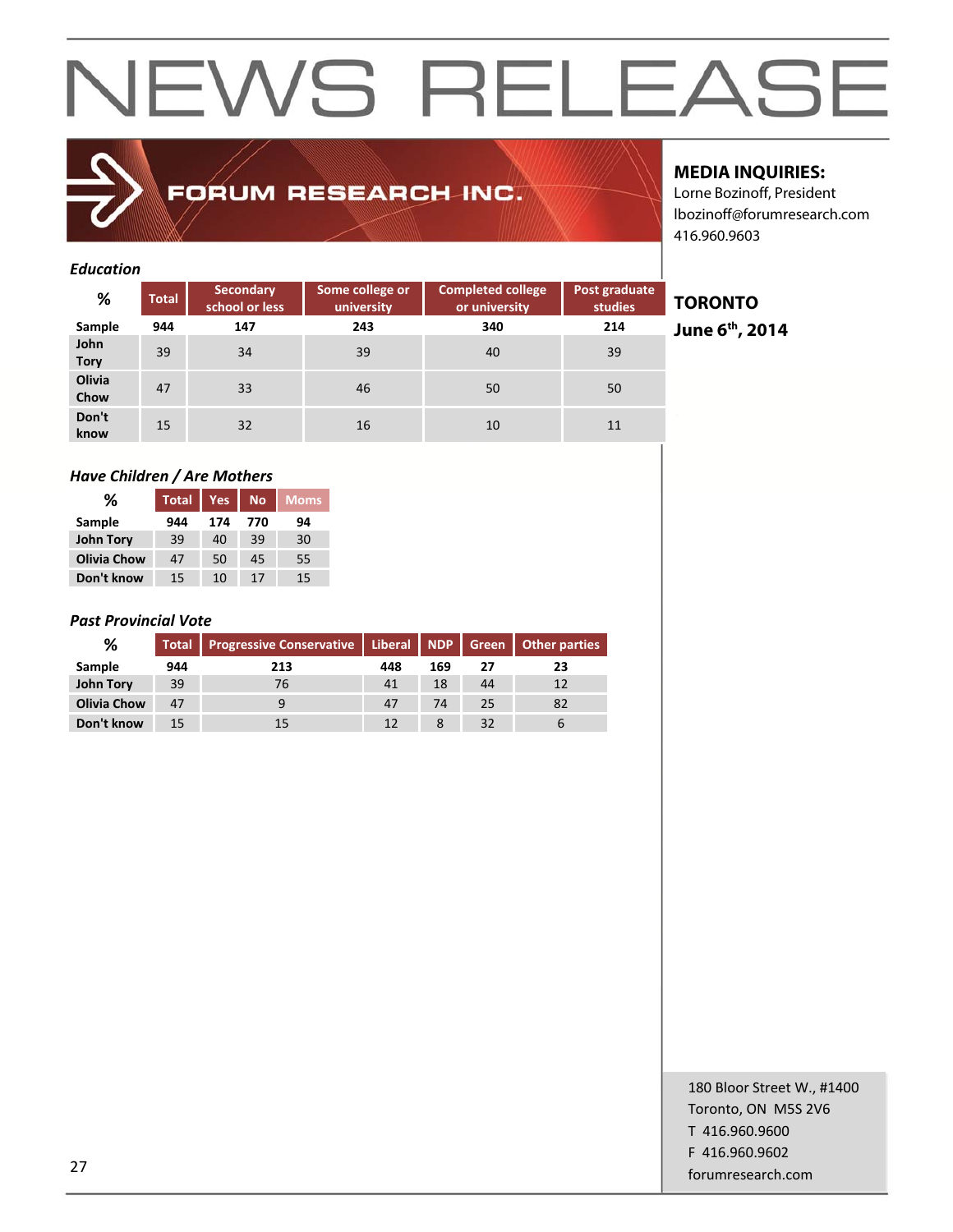# NEWS RELEASE

FORUM RESEARCH INC.

**MEDIA INQUIRIES:**
Lorne Bozinoff, President
lbozinoff@forumresearch.com
416.960.9603

**TORONTO**
**June 6th, 2014**

### *Education*

| % | Total | Secondary school or less | Some college or university | Completed college or university | Post graduate studies |
|---|---|---|---|---|---|
| **Sample** | **944** | **147** | **243** | **340** | **214** |
| **John Tory** | 39 | 34 | 39 | 40 | 39 |
| **Olivia Chow** | 47 | 33 | 46 | 50 | 50 |
| **Don't know** | 15 | 32 | 16 | 10 | 11 |

### *Have Children / Are Mothers*

| % | Total | Yes | No | Moms |
|---|---|---|---|---|
| **Sample** | **944** | **174** | **770** | **94** |
| **John Tory** | 39 | 40 | 39 | 30 |
| **Olivia Chow** | 47 | 50 | 45 | 55 |
| **Don't know** | 15 | 10 | 17 | 15 |

### *Past Provincial Vote*

| % | Total | Progressive Conservative | Liberal | NDP | Green | Other parties |
|---|---|---|---|---|---|---|
| **Sample** | **944** | **213** | **448** | **169** | **27** | **23** |
| **John Tory** | 39 | 76 | 41 | 18 | 44 | 12 |
| **Olivia Chow** | 47 | 9 | 47 | 74 | 25 | 82 |
| **Don't know** | 15 | 15 | 12 | 8 | 32 | 6 |

180 Bloor Street W., #1400
Toronto, ON M5S 2V6
T 416.960.9600
F 416.960.9602
forumresearch.com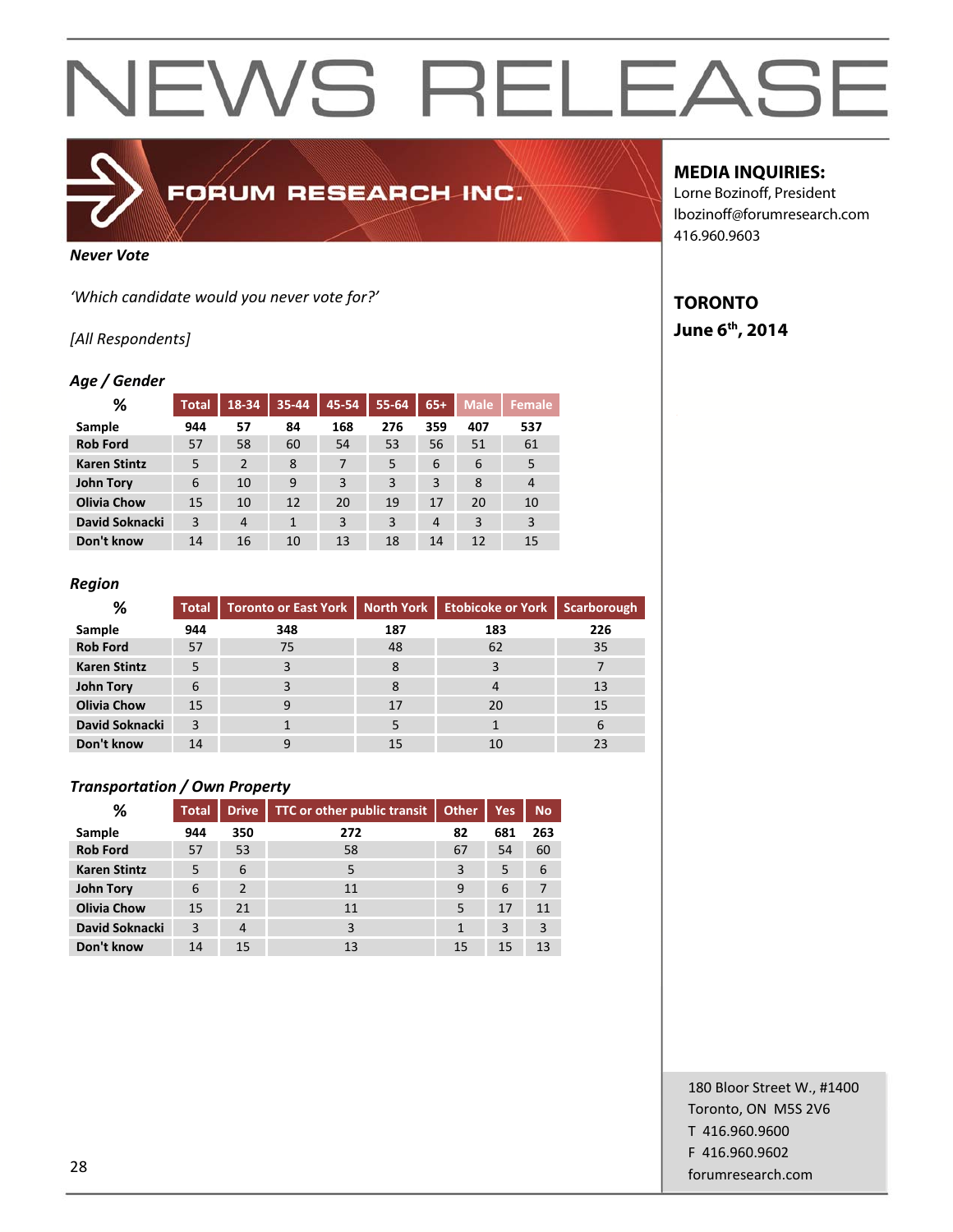# NEWS RELEASE

FORUM RESEARCH INC.

**MEDIA INQUIRIES:**
Lorne Bozinoff, President
lbozinoff@forumresearch.com
416.960.9603

**TORONTO**
**June 6th, 2014**

***Never Vote***

*'Which candidate would you never vote for?'*

*[All Respondents]*

***Age / Gender***

| % | Total | 18-34 | 35-44 | 45-54 | 55-64 | 65+ | Male | Female |
|---|---|---|---|---|---|---|---|---|
| **Sample** | **944** | **57** | **84** | **168** | **276** | **359** | **407** | **537** |
| **Rob Ford** | 57 | 58 | 60 | 54 | 53 | 56 | 51 | 61 |
| **Karen Stintz** | 5 | 2 | 8 | 7 | 5 | 6 | 6 | 5 |
| **John Tory** | 6 | 10 | 9 | 3 | 3 | 3 | 8 | 4 |
| **Olivia Chow** | 15 | 10 | 12 | 20 | 19 | 17 | 20 | 10 |
| **David Soknacki** | 3 | 4 | 1 | 3 | 3 | 4 | 3 | 3 |
| **Don't know** | 14 | 16 | 10 | 13 | 18 | 14 | 12 | 15 |

***Region***

| % | Total | Toronto or East York | North York | Etobicoke or York | Scarborough |
|---|---|---|---|---|---|
| **Sample** | **944** | **348** | **187** | **183** | **226** |
| **Rob Ford** | 57 | 75 | 48 | 62 | 35 |
| **Karen Stintz** | 5 | 3 | 8 | 3 | 7 |
| **John Tory** | 6 | 3 | 8 | 4 | 13 |
| **Olivia Chow** | 15 | 9 | 17 | 20 | 15 |
| **David Soknacki** | 3 | 1 | 5 | 1 | 6 |
| **Don't know** | 14 | 9 | 15 | 10 | 23 |

***Transportation / Own Property***

| % | Total | Drive | TTC or other public transit | Other | Yes | No |
|---|---|---|---|---|---|---|
| **Sample** | **944** | **350** | **272** | **82** | **681** | **263** |
| **Rob Ford** | 57 | 53 | 58 | 67 | 54 | 60 |
| **Karen Stintz** | 5 | 6 | 5 | 3 | 5 | 6 |
| **John Tory** | 6 | 2 | 11 | 9 | 6 | 7 |
| **Olivia Chow** | 15 | 21 | 11 | 5 | 17 | 11 |
| **David Soknacki** | 3 | 4 | 3 | 1 | 3 | 3 |
| **Don't know** | 14 | 15 | 13 | 15 | 15 | 13 |

180 Bloor Street W., #1400
Toronto, ON M5S 2V6
T 416.960.9600
F 416.960.9602
forumresearch.com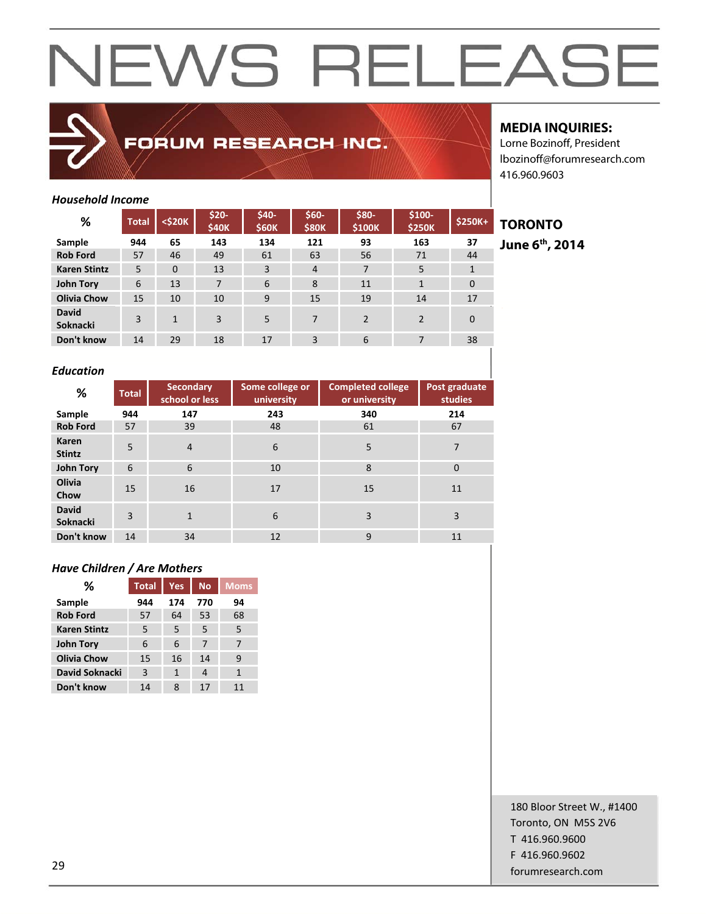# NEWS RELEASE

**FORUM RESEARCH INC.**

**MEDIA INQUIRIES:**
Lorne Bozinoff, President
lbozinoff@forumresearch.com
416.960.9603

**TORONTO**
**June 6th, 2014**

*Household Income*

| % | Total | <$20K | $20-$40K | $40-$60K | $60-$80K | $80-$100K | $100-$250K | $250K+ |
|---|---|---|---|---|---|---|---|---|
| Sample | 944 | 65 | 143 | 134 | 121 | 93 | 163 | 37 |
| Rob Ford | 57 | 46 | 49 | 61 | 63 | 56 | 71 | 44 |
| Karen Stintz | 5 | 0 | 13 | 3 | 4 | 7 | 5 | 1 |
| John Tory | 6 | 13 | 7 | 6 | 8 | 11 | 1 | 0 |
| Olivia Chow | 15 | 10 | 10 | 9 | 15 | 19 | 14 | 17 |
| David Soknacki | 3 | 1 | 3 | 5 | 7 | 2 | 2 | 0 |
| Don't know | 14 | 29 | 18 | 17 | 3 | 6 | 7 | 38 |

*Education*

| % | Total | Secondary school or less | Some college or university | Completed college or university | Post graduate studies |
|---|---|---|---|---|---|
| Sample | 944 | 147 | 243 | 340 | 214 |
| Rob Ford | 57 | 39 | 48 | 61 | 67 |
| Karen Stintz | 5 | 4 | 6 | 5 | 7 |
| John Tory | 6 | 6 | 10 | 8 | 0 |
| Olivia Chow | 15 | 16 | 17 | 15 | 11 |
| David Soknacki | 3 | 1 | 6 | 3 | 3 |
| Don't know | 14 | 34 | 12 | 9 | 11 |

*Have Children / Are Mothers*

| % | Total | Yes | No | Moms |
|---|---|---|---|---|
| Sample | 944 | 174 | 770 | 94 |
| Rob Ford | 57 | 64 | 53 | 68 |
| Karen Stintz | 5 | 5 | 5 | 5 |
| John Tory | 6 | 6 | 7 | 7 |
| Olivia Chow | 15 | 16 | 14 | 9 |
| David Soknacki | 3 | 1 | 4 | 1 |
| Don't know | 14 | 8 | 17 | 11 |

180 Bloor Street W., #1400
Toronto, ON M5S 2V6
T 416.960.9600
F 416.960.9602
forumresearch.com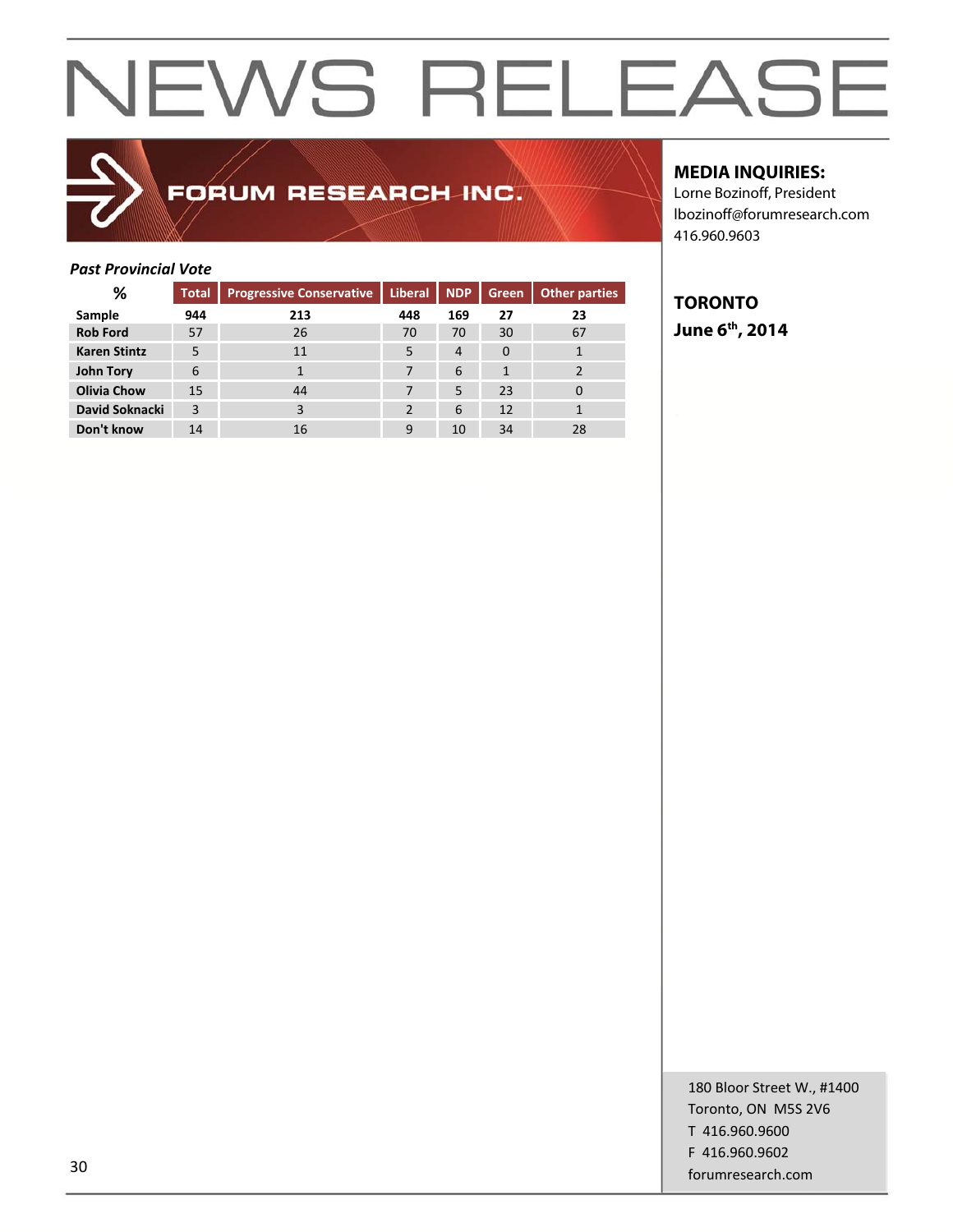# NEWS RELEASE

FORUM RESEARCH INC.

**MEDIA INQUIRIES:**
Lorne Bozinoff, President
lbozinoff@forumresearch.com
416.960.9603

**TORONTO**
**June 6th, 2014**

*Past Provincial Vote*

| % | Total | Progressive Conservative | Liberal | NDP | Green | Other parties |
|---|---|---|---|---|---|---|
| **Sample** | **944** | **213** | **448** | **169** | **27** | **23** |
| **Rob Ford** | 57 | 26 | 70 | 70 | 30 | 67 |
| **Karen Stintz** | 5 | 11 | 5 | 4 | 0 | 1 |
| **John Tory** | 6 | 1 | 7 | 6 | 1 | 2 |
| **Olivia Chow** | 15 | 44 | 7 | 5 | 23 | 0 |
| **David Soknacki** | 3 | 3 | 2 | 6 | 12 | 1 |
| **Don't know** | 14 | 16 | 9 | 10 | 34 | 28 |

180 Bloor Street W., #1400
Toronto, ON M5S 2V6
T 416.960.9600
F 416.960.9602
forumresearch.com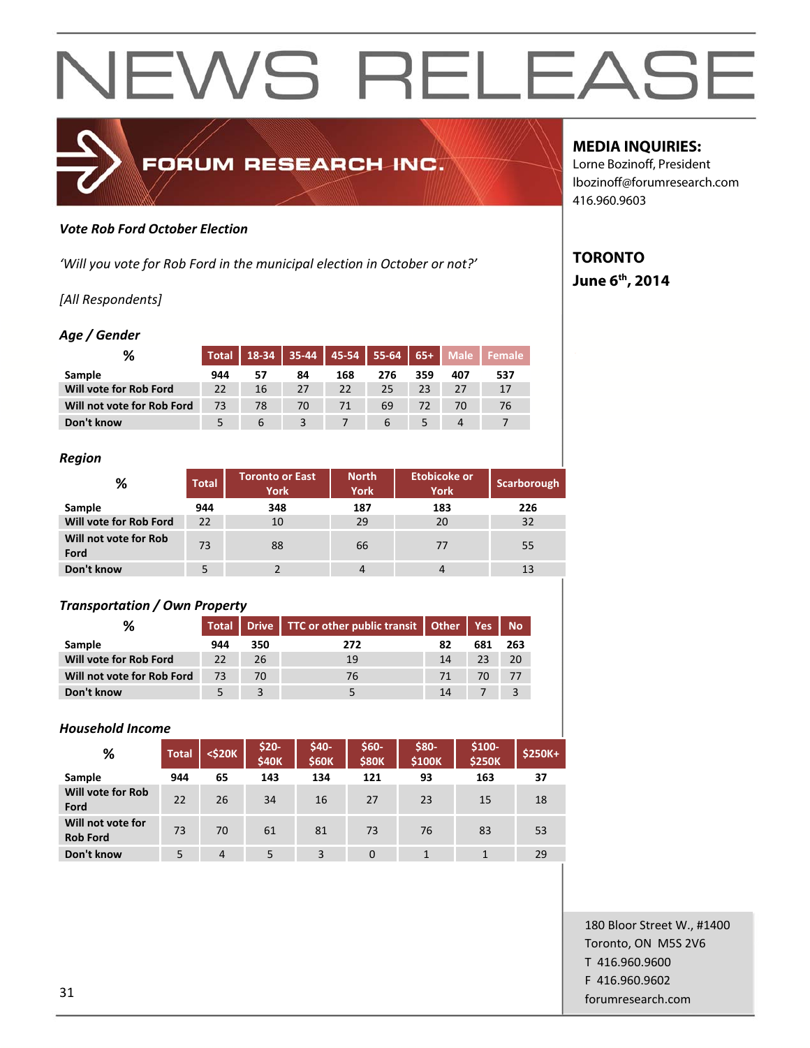# NEWS RELEASE

FORUM RESEARCH INC.

**MEDIA INQUIRIES:**
Lorne Bozinoff, President
lbozinoff@forumresearch.com
416.960.9603

**TORONTO**
**June 6th, 2014**

***Vote Rob Ford October Election***

*'Will you vote for Rob Ford in the municipal election in October or not?'*

*[All Respondents]*

***Age / Gender***

| % | Total | 18-34 | 35-44 | 45-54 | 55-64 | 65+ | Male | Female |
|---|---|---|---|---|---|---|---|---|
| Sample | 944 | 57 | 84 | 168 | 276 | 359 | 407 | 537 |
| Will vote for Rob Ford | 22 | 16 | 27 | 22 | 25 | 23 | 27 | 17 |
| Will not vote for Rob Ford | 73 | 78 | 70 | 71 | 69 | 72 | 70 | 76 |
| Don't know | 5 | 6 | 3 | 7 | 6 | 5 | 4 | 7 |

***Region***

| % | Total | Toronto or East York | North York | Etobicoke or York | Scarborough |
|---|---|---|---|---|---|
| Sample | 944 | 348 | 187 | 183 | 226 |
| Will vote for Rob Ford | 22 | 10 | 29 | 20 | 32 |
| Will not vote for Rob Ford | 73 | 88 | 66 | 77 | 55 |
| Don't know | 5 | 2 | 4 | 4 | 13 |

***Transportation / Own Property***

| % | Total | Drive | TTC or other public transit | Other | Yes | No |
|---|---|---|---|---|---|---|
| Sample | 944 | 350 | 272 | 82 | 681 | 263 |
| Will vote for Rob Ford | 22 | 26 | 19 | 14 | 23 | 20 |
| Will not vote for Rob Ford | 73 | 70 | 76 | 71 | 70 | 77 |
| Don't know | 5 | 3 | 5 | 14 | 7 | 3 |

***Household Income***

| % | Total | <$20K | $20-$40K | $40-$60K | $60-$80K | $80-$100K | $100-$250K | $250K+ |
|---|---|---|---|---|---|---|---|---|
| Sample | 944 | 65 | 143 | 134 | 121 | 93 | 163 | 37 |
| Will vote for Rob Ford | 22 | 26 | 34 | 16 | 27 | 23 | 15 | 18 |
| Will not vote for Rob Ford | 73 | 70 | 61 | 81 | 73 | 76 | 83 | 53 |
| Don't know | 5 | 4 | 5 | 3 | 0 | 1 | 1 | 29 |

180 Bloor Street W., #1400
Toronto, ON M5S 2V6
T 416.960.9600
F 416.960.9602
forumresearch.com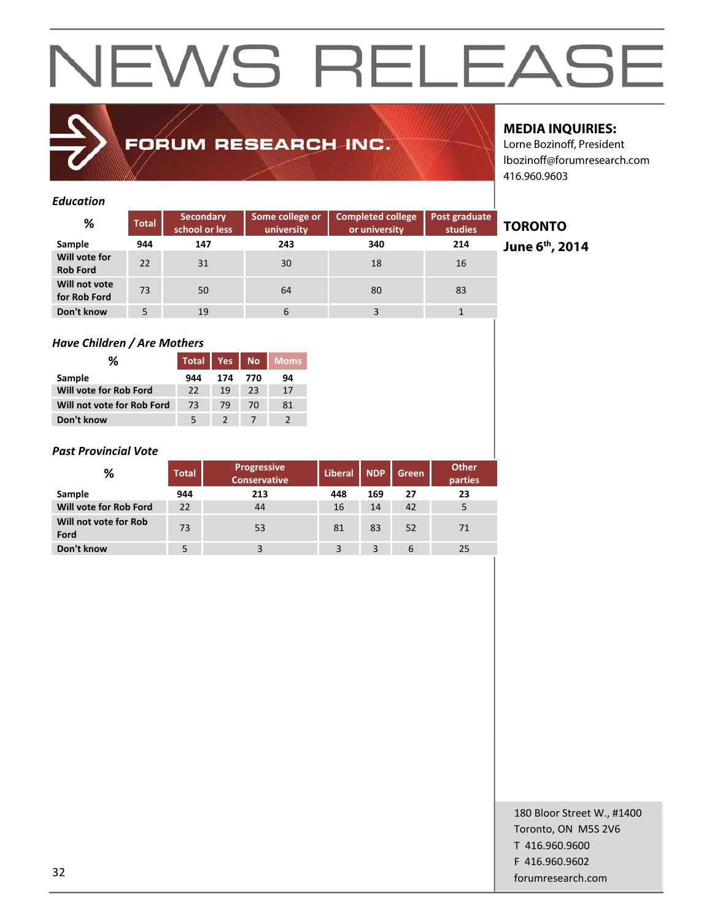# NEWS RELEASE

FORUM RESEARCH INC.

**MEDIA INQUIRIES:**
Lorne Bozinoff, President
lbozinoff@forumresearch.com
416.960.9603

**TORONTO**
**June 6th, 2014**

*Education*

| % | Total | Secondary school or less | Some college or university | Completed college or university | Post graduate studies |
|---|---|---|---|---|---|
| Sample | 944 | 147 | 243 | 340 | 214 |
| Will vote for Rob Ford | 22 | 31 | 30 | 18 | 16 |
| Will not vote for Rob Ford | 73 | 50 | 64 | 80 | 83 |
| Don't know | 5 | 19 | 6 | 3 | 1 |

*Have Children / Are Mothers*

| % | Total | Yes | No | Moms |
|---|---|---|---|---|
| Sample | 944 | 174 | 770 | 94 |
| Will vote for Rob Ford | 22 | 19 | 23 | 17 |
| Will not vote for Rob Ford | 73 | 79 | 70 | 81 |
| Don't know | 5 | 2 | 7 | 2 |

*Past Provincial Vote*

| % | Total | Progressive Conservative | Liberal | NDP | Green | Other parties |
|---|---|---|---|---|---|---|
| Sample | 944 | 213 | 448 | 169 | 27 | 23 |
| Will vote for Rob Ford | 22 | 44 | 16 | 14 | 42 | 5 |
| Will not vote for Rob Ford | 73 | 53 | 81 | 83 | 52 | 71 |
| Don't know | 5 | 3 | 3 | 3 | 6 | 25 |

180 Bloor Street W., #1400
Toronto, ON M5S 2V6
T 416.960.9600
F 416.960.9602
forumresearch.com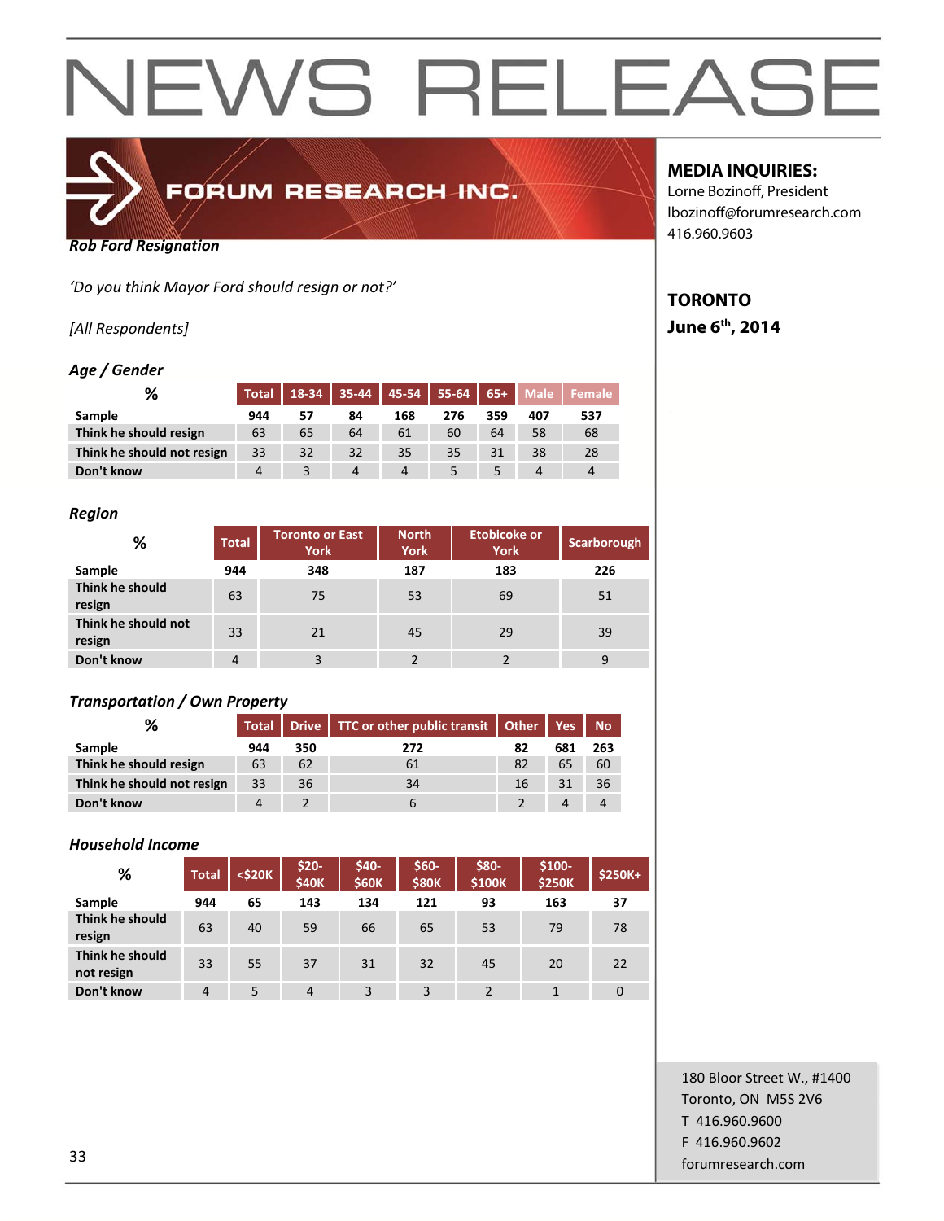# NEWS RELEASE

FORUM RESEARCH INC.

**MEDIA INQUIRIES:**
Lorne Bozinoff, President
lbozinoff@forumresearch.com
416.960.9603

**TORONTO**
**June 6th, 2014**

***Rob Ford Resignation***

*'Do you think Mayor Ford should resign or not?'*

*[All Respondents]*

***Age / Gender***

| % | Total | 18-34 | 35-44 | 45-54 | 55-64 | 65+ | Male | Female |
|---|---|---|---|---|---|---|---|---|
| **Sample** | 944 | 57 | 84 | 168 | 276 | 359 | 407 | 537 |
| **Think he should resign** | 63 | 65 | 64 | 61 | 60 | 64 | 58 | 68 |
| **Think he should not resign** | 33 | 32 | 32 | 35 | 35 | 31 | 38 | 28 |
| **Don't know** | 4 | 3 | 4 | 4 | 5 | 5 | 4 | 4 |

***Region***

| % | Total | Toronto or East York | North York | Etobicoke or York | Scarborough |
|---|---|---|---|---|---|
| **Sample** | 944 | 348 | 187 | 183 | 226 |
| **Think he should resign** | 63 | 75 | 53 | 69 | 51 |
| **Think he should not resign** | 33 | 21 | 45 | 29 | 39 |
| **Don't know** | 4 | 3 | 2 | 2 | 9 |

***Transportation / Own Property***

| % | Total | Drive | TTC or other public transit | Other | Yes | No |
|---|---|---|---|---|---|---|
| **Sample** | 944 | 350 | 272 | 82 | 681 | 263 |
| **Think he should resign** | 63 | 62 | 61 | 82 | 65 | 60 |
| **Think he should not resign** | 33 | 36 | 34 | 16 | 31 | 36 |
| **Don't know** | 4 | 2 | 6 | 2 | 4 | 4 |

***Household Income***

| % | Total | <$20K | $20-$40K | $40-$60K | $60-$80K | $80-$100K | $100-$250K | $250K+ |
|---|---|---|---|---|---|---|---|---|
| **Sample** | 944 | 65 | 143 | 134 | 121 | 93 | 163 | 37 |
| **Think he should resign** | 63 | 40 | 59 | 66 | 65 | 53 | 79 | 78 |
| **Think he should not resign** | 33 | 55 | 37 | 31 | 32 | 45 | 20 | 22 |
| **Don't know** | 4 | 5 | 4 | 3 | 3 | 2 | 1 | 0 |

180 Bloor Street W., #1400
Toronto, ON M5S 2V6
T 416.960.9600
F 416.960.9602
forumresearch.com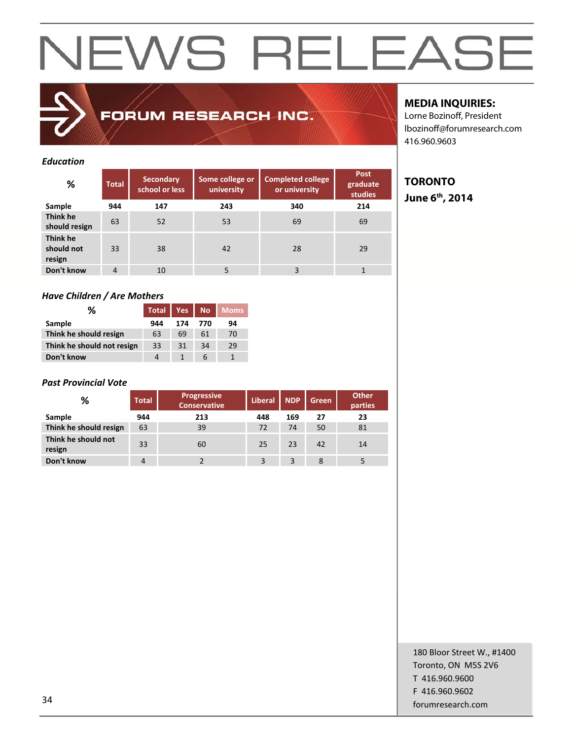# NEWS RELEASE

FORUM RESEARCH INC.

**MEDIA INQUIRIES:**
Lorne Bozinoff, President
lbozinoff@forumresearch.com
416.960.9603

**TORONTO**
**June 6th, 2014**

### *Education*

| % | Total | Secondary school or less | Some college or university | Completed college or university | Post graduate studies |
|---|---|---|---|---|---|
| **Sample** | **944** | **147** | **243** | **340** | **214** |
| **Think he should resign** | 63 | 52 | 53 | 69 | 69 |
| **Think he should not resign** | 33 | 38 | 42 | 28 | 29 |
| **Don't know** | 4 | 10 | 5 | 3 | 1 |

### *Have Children / Are Mothers*

| % | Total | Yes | No | Moms |
|---|---|---|---|---|
| **Sample** | **944** | **174** | **770** | **94** |
| **Think he should resign** | 63 | 69 | 61 | 70 |
| **Think he should not resign** | 33 | 31 | 34 | 29 |
| **Don't know** | 4 | 1 | 6 | 1 |

### *Past Provincial Vote*

| % | Total | Progressive Conservative | Liberal | NDP | Green | Other parties |
|---|---|---|---|---|---|---|
| **Sample** | **944** | **213** | **448** | **169** | **27** | **23** |
| **Think he should resign** | 63 | 39 | 72 | 74 | 50 | 81 |
| **Think he should not resign** | 33 | 60 | 25 | 23 | 42 | 14 |
| **Don't know** | 4 | 2 | 3 | 3 | 8 | 5 |

180 Bloor Street W., #1400
Toronto, ON M5S 2V6
T 416.960.9600
F 416.960.9602
forumresearch.com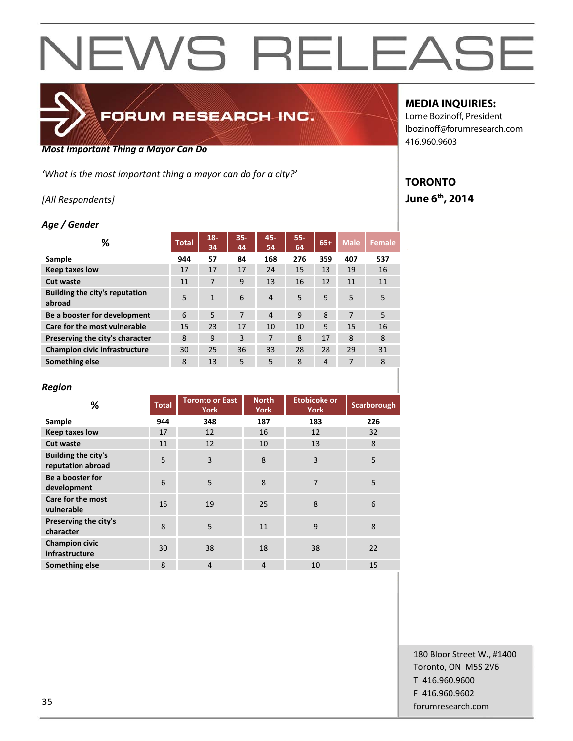# NEWS RELEASE

FORUM RESEARCH INC.

**MEDIA INQUIRIES:**
Lorne Bozinoff, President
lbozinoff@forumresearch.com
416.960.9603

**TORONTO**
**June 6th, 2014**

***Most Important Thing a Mayor Can Do***

*'What is the most important thing a mayor can do for a city?'*

*[All Respondents]*

***Age / Gender***

| % | Total | 18-34 | 35-44 | 45-54 | 55-64 | 65+ | Male | Female |
|---|---|---|---|---|---|---|---|---|
| **Sample** | **944** | **57** | **84** | **168** | **276** | **359** | **407** | **537** |
| **Keep taxes low** | 17 | 17 | 17 | 24 | 15 | 13 | 19 | 16 |
| **Cut waste** | 11 | 7 | 9 | 13 | 16 | 12 | 11 | 11 |
| **Building the city's reputation abroad** | 5 | 1 | 6 | 4 | 5 | 9 | 5 | 5 |
| **Be a booster for development** | 6 | 5 | 7 | 4 | 9 | 8 | 7 | 5 |
| **Care for the most vulnerable** | 15 | 23 | 17 | 10 | 10 | 9 | 15 | 16 |
| **Preserving the city's character** | 8 | 9 | 3 | 7 | 8 | 17 | 8 | 8 |
| **Champion civic infrastructure** | 30 | 25 | 36 | 33 | 28 | 28 | 29 | 31 |
| **Something else** | 8 | 13 | 5 | 5 | 8 | 4 | 7 | 8 |

***Region***

| % | Total | Toronto or East York | North York | Etobicoke or York | Scarborough |
|---|---|---|---|---|---|
| **Sample** | **944** | **348** | **187** | **183** | **226** |
| **Keep taxes low** | 17 | 12 | 16 | 12 | 32 |
| **Cut waste** | 11 | 12 | 10 | 13 | 8 |
| **Building the city's reputation abroad** | 5 | 3 | 8 | 3 | 5 |
| **Be a booster for development** | 6 | 5 | 8 | 7 | 5 |
| **Care for the most vulnerable** | 15 | 19 | 25 | 8 | 6 |
| **Preserving the city's character** | 8 | 5 | 11 | 9 | 8 |
| **Champion civic infrastructure** | 30 | 38 | 18 | 38 | 22 |
| **Something else** | 8 | 4 | 4 | 10 | 15 |

180 Bloor Street W., #1400
Toronto, ON M5S 2V6
T 416.960.9600
F 416.960.9602
forumresearch.com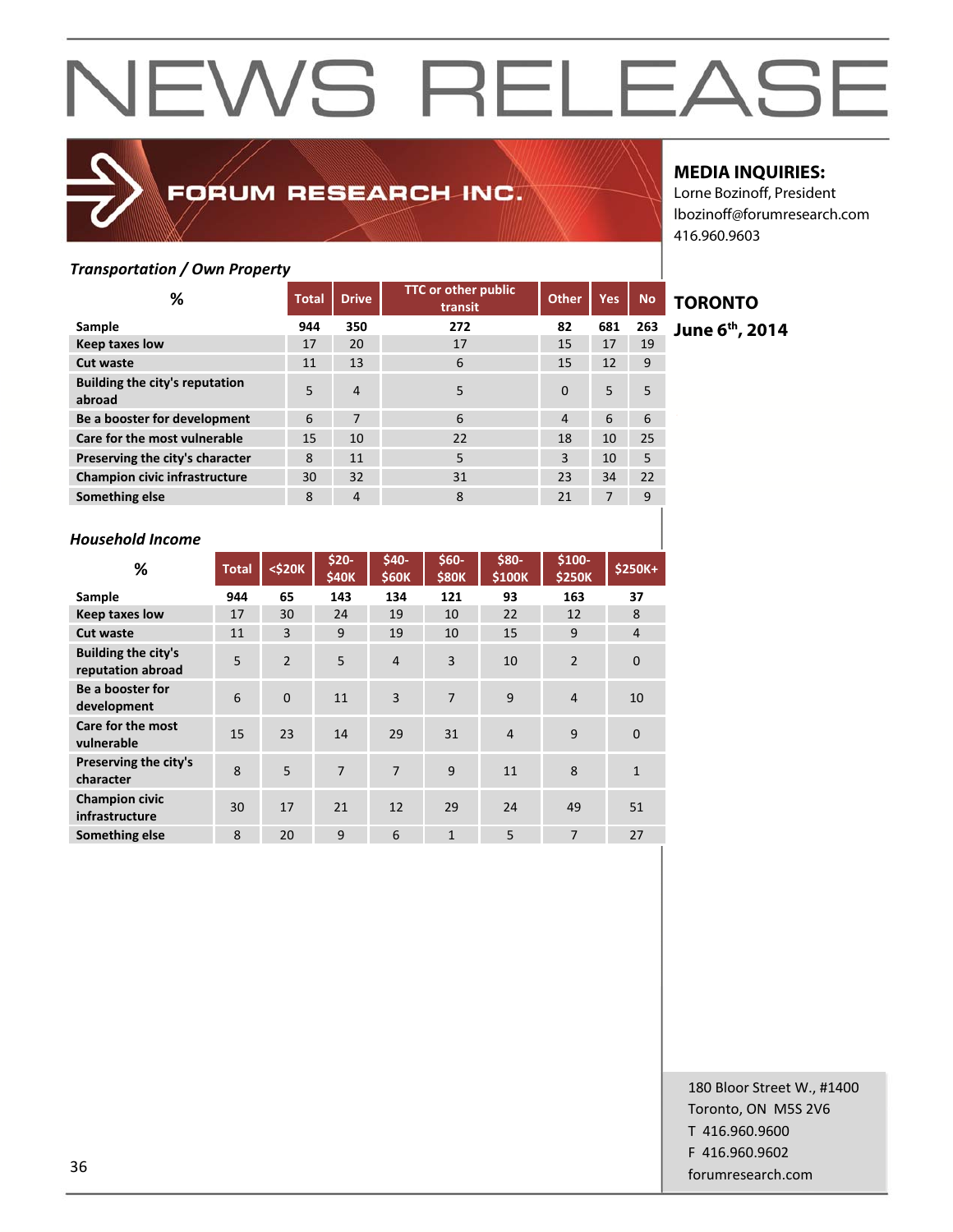# NEWS RELEASE

FORUM RESEARCH INC.

**MEDIA INQUIRIES:**
Lorne Bozinoff, President
lbozinoff@forumresearch.com
416.960.9603

**TORONTO**
**June 6th, 2014**

***Transportation / Own Property***

| % | Total | Drive | TTC or other public transit | Other | Yes | No |
|---|---|---|---|---|---|---|
| **Sample** | **944** | **350** | **272** | **82** | **681** | **263** |
| **Keep taxes low** | 17 | 20 | 17 | 15 | 17 | 19 |
| **Cut waste** | 11 | 13 | 6 | 15 | 12 | 9 |
| **Building the city's reputation abroad** | 5 | 4 | 5 | 0 | 5 | 5 |
| **Be a booster for development** | 6 | 7 | 6 | 4 | 6 | 6 |
| **Care for the most vulnerable** | 15 | 10 | 22 | 18 | 10 | 25 |
| **Preserving the city's character** | 8 | 11 | 5 | 3 | 10 | 5 |
| **Champion civic infrastructure** | 30 | 32 | 31 | 23 | 34 | 22 |
| **Something else** | 8 | 4 | 8 | 21 | 7 | 9 |

***Household Income***

| % | Total | <$20K | $20-$40K | $40-$60K | $60-$80K | $80-$100K | $100-$250K | $250K+ |
|---|---|---|---|---|---|---|---|---|
| **Sample** | **944** | **65** | **143** | **134** | **121** | **93** | **163** | **37** |
| **Keep taxes low** | 17 | 30 | 24 | 19 | 10 | 22 | 12 | 8 |
| **Cut waste** | 11 | 3 | 9 | 19 | 10 | 15 | 9 | 4 |
| **Building the city's reputation abroad** | 5 | 2 | 5 | 4 | 3 | 10 | 2 | 0 |
| **Be a booster for development** | 6 | 0 | 11 | 3 | 7 | 9 | 4 | 10 |
| **Care for the most vulnerable** | 15 | 23 | 14 | 29 | 31 | 4 | 9 | 0 |
| **Preserving the city's character** | 8 | 5 | 7 | 7 | 9 | 11 | 8 | 1 |
| **Champion civic infrastructure** | 30 | 17 | 21 | 12 | 29 | 24 | 49 | 51 |
| **Something else** | 8 | 20 | 9 | 6 | 1 | 5 | 7 | 27 |

180 Bloor Street W., #1400
Toronto, ON M5S 2V6
T 416.960.9600
F 416.960.9602
forumresearch.com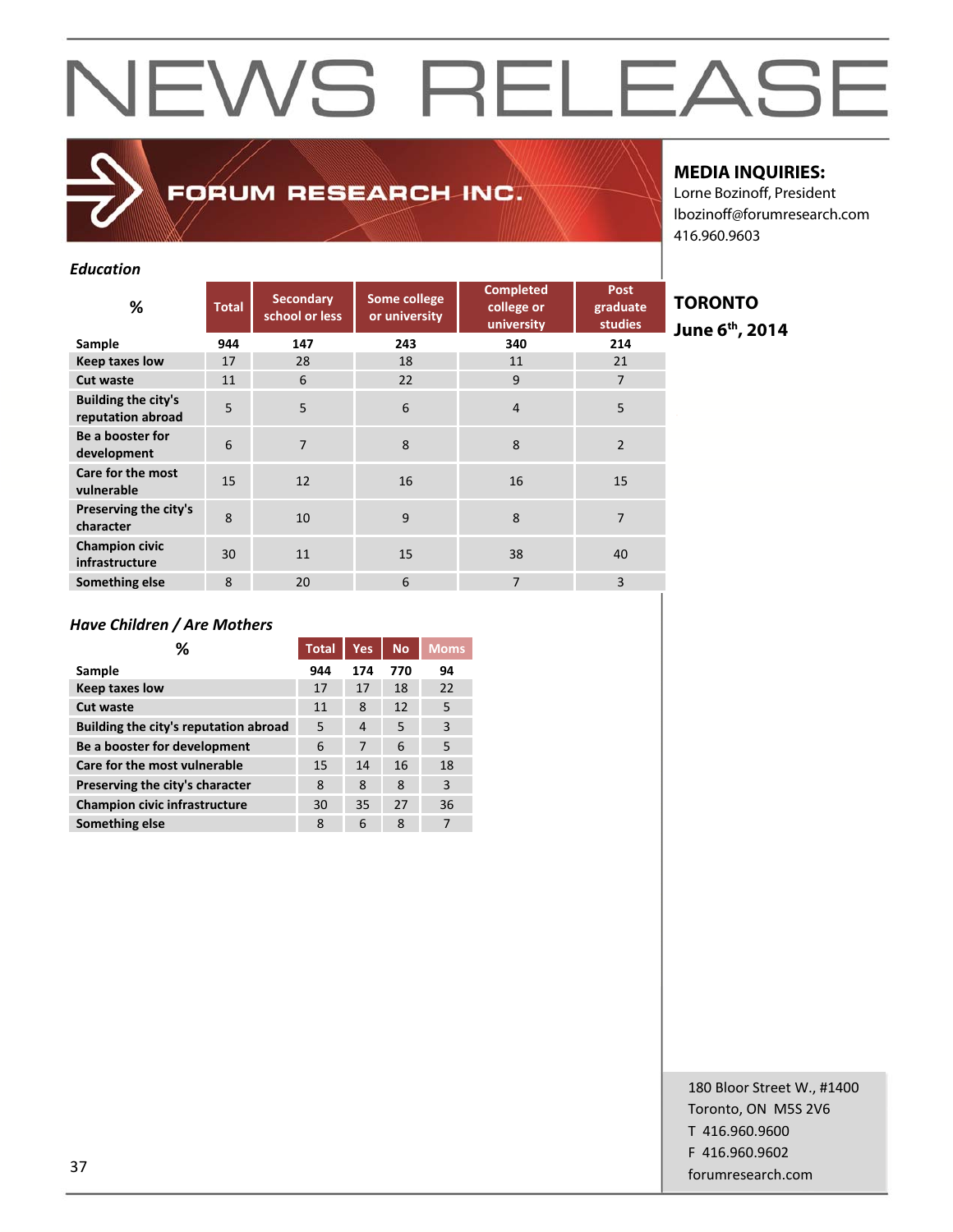# NEWS RELEASE

FORUM RESEARCH INC.

**MEDIA INQUIRIES:**
Lorne Bozinoff, President
lbozinoff@forumresearch.com
416.960.9603

**TORONTO**
**June 6th, 2014**

*Education*

| % | Total | Secondary school or less | Some college or university | Completed college or university | Post graduate studies |
|---|---|---|---|---|---|
| Sample | 944 | 147 | 243 | 340 | 214 |
| Keep taxes low | 17 | 28 | 18 | 11 | 21 |
| Cut waste | 11 | 6 | 22 | 9 | 7 |
| Building the city's reputation abroad | 5 | 5 | 6 | 4 | 5 |
| Be a booster for development | 6 | 7 | 8 | 8 | 2 |
| Care for the most vulnerable | 15 | 12 | 16 | 16 | 15 |
| Preserving the city's character | 8 | 10 | 9 | 8 | 7 |
| Champion civic infrastructure | 30 | 11 | 15 | 38 | 40 |
| Something else | 8 | 20 | 6 | 7 | 3 |

*Have Children / Are Mothers*

| % | Total | Yes | No | Moms |
|---|---|---|---|---|
| Sample | 944 | 174 | 770 | 94 |
| Keep taxes low | 17 | 17 | 18 | 22 |
| Cut waste | 11 | 8 | 12 | 5 |
| Building the city's reputation abroad | 5 | 4 | 5 | 3 |
| Be a booster for development | 6 | 7 | 6 | 5 |
| Care for the most vulnerable | 15 | 14 | 16 | 18 |
| Preserving the city's character | 8 | 8 | 8 | 3 |
| Champion civic infrastructure | 30 | 35 | 27 | 36 |
| Something else | 8 | 6 | 8 | 7 |

180 Bloor Street W., #1400
Toronto, ON M5S 2V6
T 416.960.9600
F 416.960.9602
forumresearch.com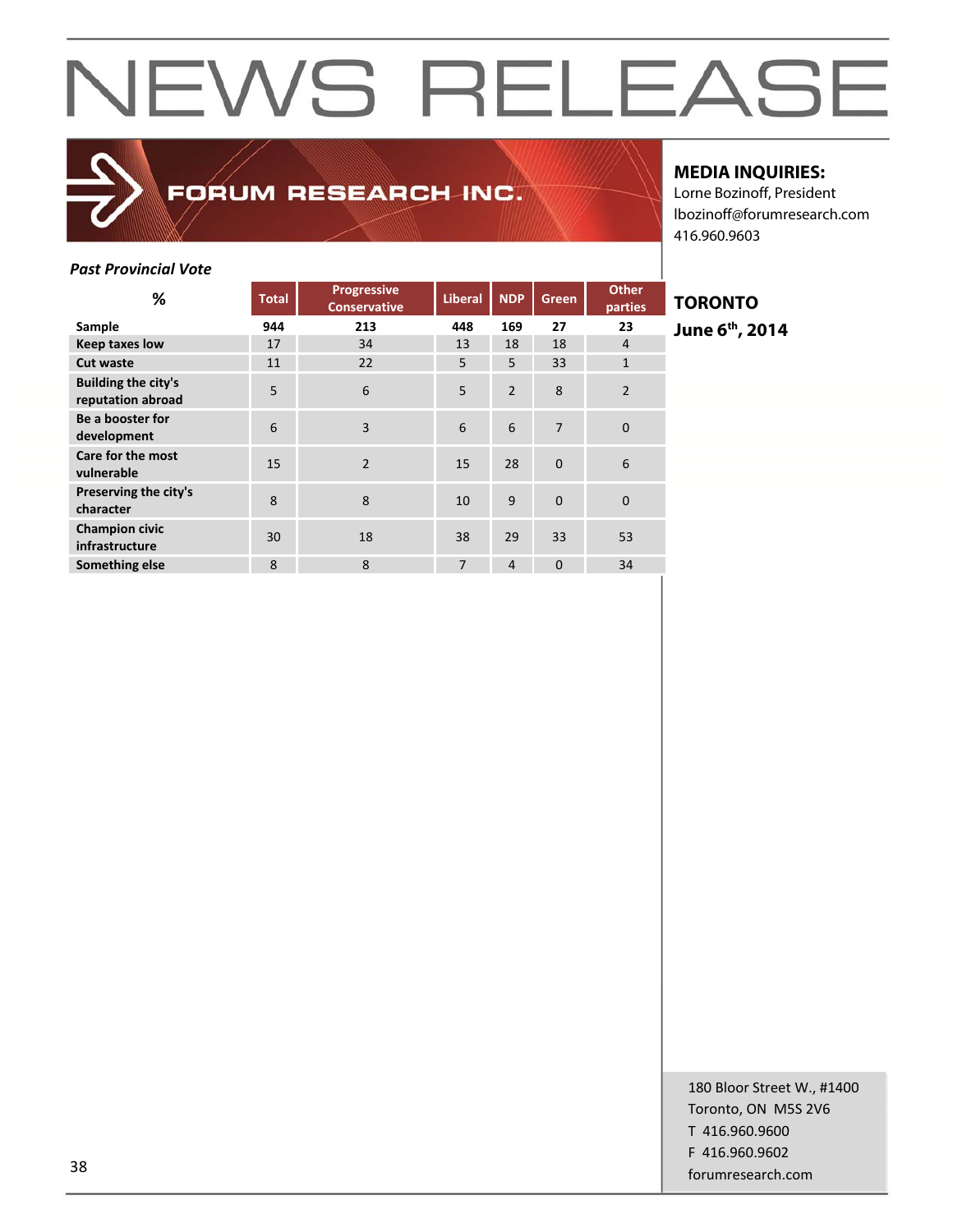# NEWS RELEASE

FORUM RESEARCH INC.

**MEDIA INQUIRIES:**
Lorne Bozinoff, President
lbozinoff@forumresearch.com
416.960.9603

**TORONTO**
**June 6th, 2014**

***Past Provincial Vote***

| % | Total | Progressive Conservative | Liberal | NDP | Green | Other parties |
|---|---|---|---|---|---|---|
| **Sample** | **944** | **213** | **448** | **169** | **27** | **23** |
| **Keep taxes low** | 17 | 34 | 13 | 18 | 18 | 4 |
| **Cut waste** | 11 | 22 | 5 | 5 | 33 | 1 |
| **Building the city's reputation abroad** | 5 | 6 | 5 | 2 | 8 | 2 |
| **Be a booster for development** | 6 | 3 | 6 | 6 | 7 | 0 |
| **Care for the most vulnerable** | 15 | 2 | 15 | 28 | 0 | 6 |
| **Preserving the city's character** | 8 | 8 | 10 | 9 | 0 | 0 |
| **Champion civic infrastructure** | 30 | 18 | 38 | 29 | 33 | 53 |
| **Something else** | 8 | 8 | 7 | 4 | 0 | 34 |

180 Bloor Street W., #1400
Toronto, ON M5S 2V6
T 416.960.9600
F 416.960.9602
forumresearch.com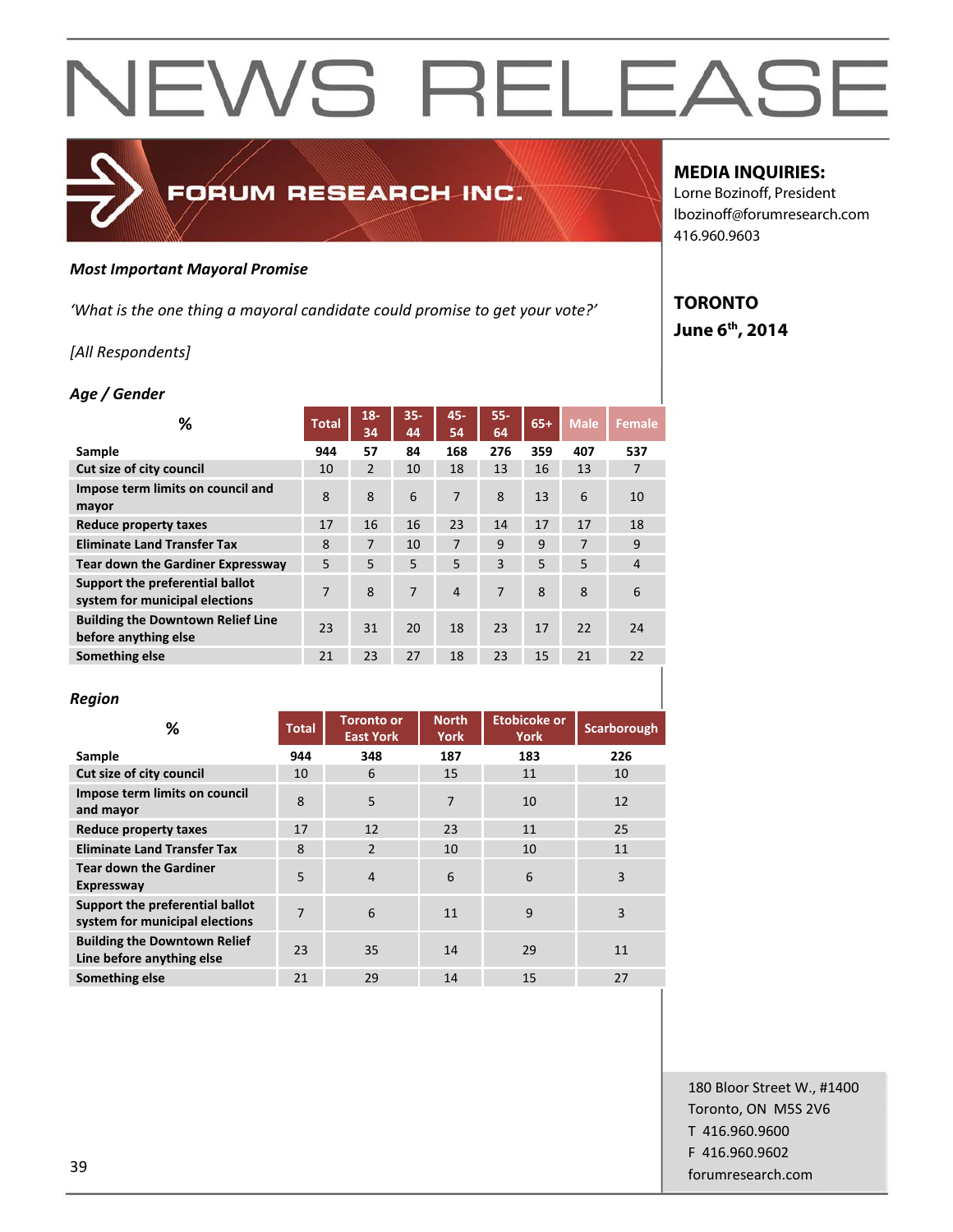# NEWS RELEASE

FORUM RESEARCH INC.

**MEDIA INQUIRIES:**
Lorne Bozinoff, President
lbozinoff@forumresearch.com
416.960.9603

**TORONTO**
**June 6th, 2014**

***Most Important Mayoral Promise***

*'What is the one thing a mayoral candidate could promise to get your vote?'*

*[All Respondents]*

***Age / Gender***

| % | Total | 18-34 | 35-44 | 45-54 | 55-64 | 65+ | Male | Female |
|---|---|---|---|---|---|---|---|---|
| **Sample** | **944** | **57** | **84** | **168** | **276** | **359** | **407** | **537** |
| **Cut size of city council** | 10 | 2 | 10 | 18 | 13 | 16 | 13 | 7 |
| **Impose term limits on council and mayor** | 8 | 8 | 6 | 7 | 8 | 13 | 6 | 10 |
| **Reduce property taxes** | 17 | 16 | 16 | 23 | 14 | 17 | 17 | 18 |
| **Eliminate Land Transfer Tax** | 8 | 7 | 10 | 7 | 9 | 9 | 7 | 9 |
| **Tear down the Gardiner Expressway** | 5 | 5 | 5 | 5 | 3 | 5 | 5 | 4 |
| **Support the preferential ballot system for municipal elections** | 7 | 8 | 7 | 4 | 7 | 8 | 8 | 6 |
| **Building the Downtown Relief Line before anything else** | 23 | 31 | 20 | 18 | 23 | 17 | 22 | 24 |
| **Something else** | 21 | 23 | 27 | 18 | 23 | 15 | 21 | 22 |

***Region***

| % | Total | Toronto or East York | North York | Etobicoke or York | Scarborough |
|---|---|---|---|---|---|
| **Sample** | **944** | **348** | **187** | **183** | **226** |
| **Cut size of city council** | 10 | 6 | 15 | 11 | 10 |
| **Impose term limits on council and mayor** | 8 | 5 | 7 | 10 | 12 |
| **Reduce property taxes** | 17 | 12 | 23 | 11 | 25 |
| **Eliminate Land Transfer Tax** | 8 | 2 | 10 | 10 | 11 |
| **Tear down the Gardiner Expressway** | 5 | 4 | 6 | 6 | 3 |
| **Support the preferential ballot system for municipal elections** | 7 | 6 | 11 | 9 | 3 |
| **Building the Downtown Relief Line before anything else** | 23 | 35 | 14 | 29 | 11 |
| **Something else** | 21 | 29 | 14 | 15 | 27 |

180 Bloor Street W., #1400
Toronto, ON M5S 2V6
T 416.960.9600
F 416.960.9602
forumresearch.com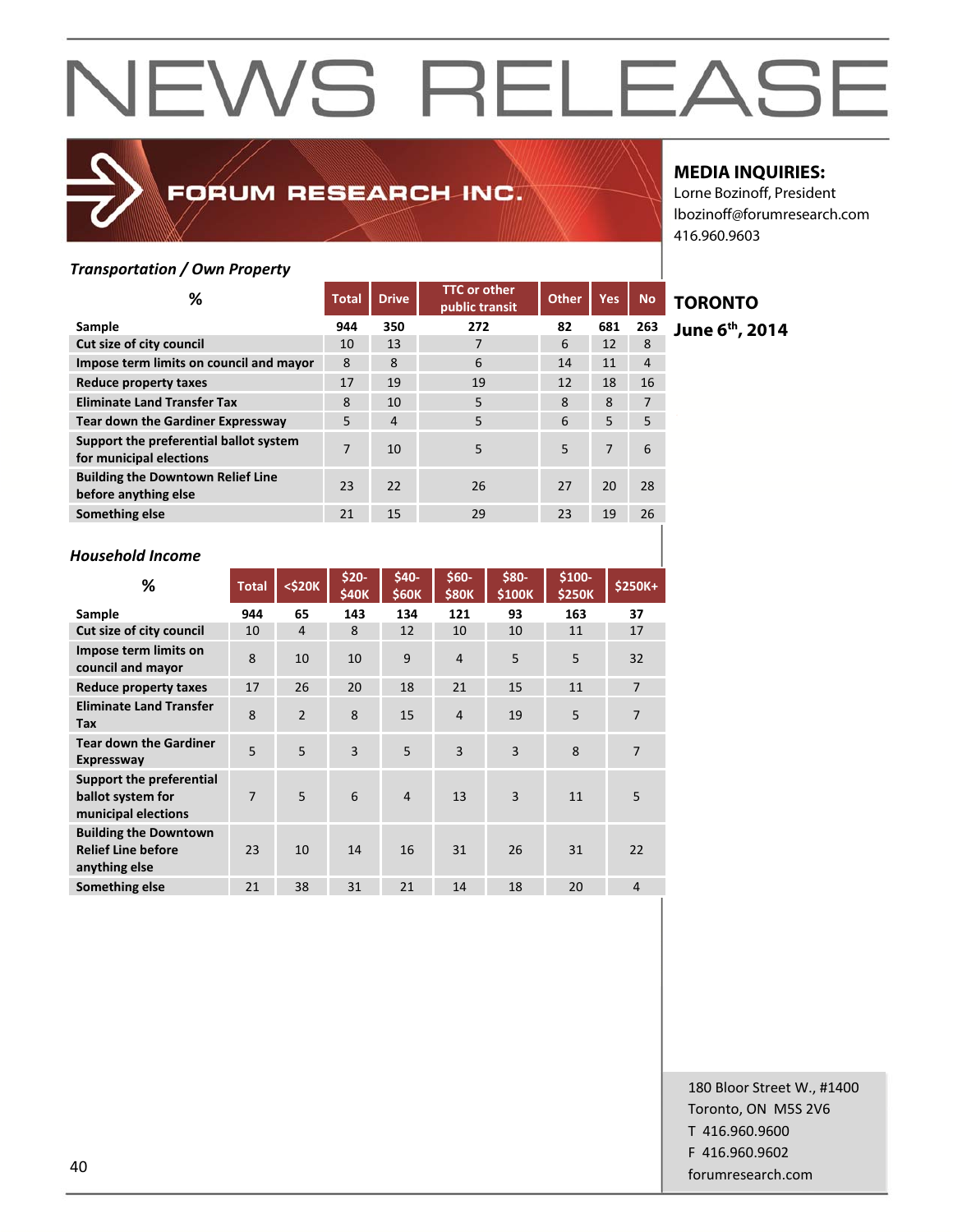# NEWS RELEASE

FORUM RESEARCH INC.

**MEDIA INQUIRIES:**
Lorne Bozinoff, President
lbozinoff@forumresearch.com
416.960.9603

**TORONTO**
**June 6th, 2014**

*Transportation / Own Property*

| % | Total | Drive | TTC or other public transit | Other | Yes | No |
|---|---|---|---|---|---|---|
| Sample | 944 | 350 | 272 | 82 | 681 | 263 |
| Cut size of city council | 10 | 13 | 7 | 6 | 12 | 8 |
| Impose term limits on council and mayor | 8 | 8 | 6 | 14 | 11 | 4 |
| Reduce property taxes | 17 | 19 | 19 | 12 | 18 | 16 |
| Eliminate Land Transfer Tax | 8 | 10 | 5 | 8 | 8 | 7 |
| Tear down the Gardiner Expressway | 5 | 4 | 5 | 6 | 5 | 5 |
| Support the preferential ballot system for municipal elections | 7 | 10 | 5 | 5 | 7 | 6 |
| Building the Downtown Relief Line before anything else | 23 | 22 | 26 | 27 | 20 | 28 |
| Something else | 21 | 15 | 29 | 23 | 19 | 26 |

*Household Income*

| % | Total | <$20K | $20-$40K | $40-$60K | $60-$80K | $80-$100K | $100-$250K | $250K+ |
|---|---|---|---|---|---|---|---|---|
| Sample | 944 | 65 | 143 | 134 | 121 | 93 | 163 | 37 |
| Cut size of city council | 10 | 4 | 8 | 12 | 10 | 10 | 11 | 17 |
| Impose term limits on council and mayor | 8 | 10 | 10 | 9 | 4 | 5 | 5 | 32 |
| Reduce property taxes | 17 | 26 | 20 | 18 | 21 | 15 | 11 | 7 |
| Eliminate Land Transfer Tax | 8 | 2 | 8 | 15 | 4 | 19 | 5 | 7 |
| Tear down the Gardiner Expressway | 5 | 5 | 3 | 5 | 3 | 3 | 8 | 7 |
| Support the preferential ballot system for municipal elections | 7 | 5 | 6 | 4 | 13 | 3 | 11 | 5 |
| Building the Downtown Relief Line before anything else | 23 | 10 | 14 | 16 | 31 | 26 | 31 | 22 |
| Something else | 21 | 38 | 31 | 21 | 14 | 18 | 20 | 4 |

180 Bloor Street W., #1400
Toronto, ON M5S 2V6
T 416.960.9600
F 416.960.9602
forumresearch.com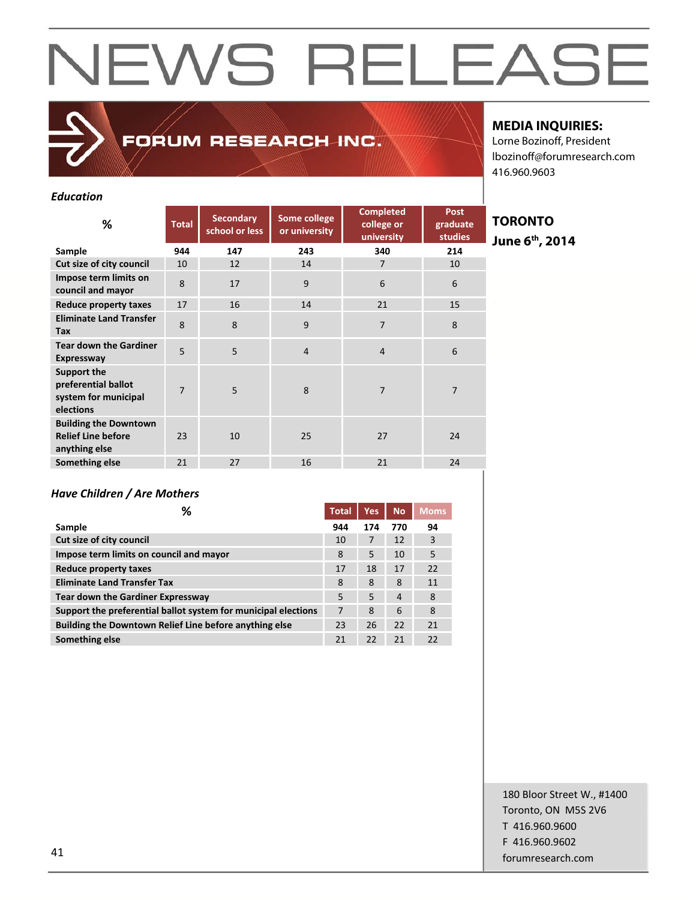# NEWS RELEASE

FORUM RESEARCH INC.

**MEDIA INQUIRIES:**
Lorne Bozinoff, President
lbozinoff@forumresearch.com
416.960.9603

**TORONTO**
**June 6th, 2014**

*Education*

| % | Total | Secondary school or less | Some college or university | Completed college or university | Post graduate studies |
|---|---|---|---|---|---|
| Sample | 944 | 147 | 243 | 340 | 214 |
| Cut size of city council | 10 | 12 | 14 | 7 | 10 |
| Impose term limits on council and mayor | 8 | 17 | 9 | 6 | 6 |
| Reduce property taxes | 17 | 16 | 14 | 21 | 15 |
| Eliminate Land Transfer Tax | 8 | 8 | 9 | 7 | 8 |
| Tear down the Gardiner Expressway | 5 | 5 | 4 | 4 | 6 |
| Support the preferential ballot system for municipal elections | 7 | 5 | 8 | 7 | 7 |
| Building the Downtown Relief Line before anything else | 23 | 10 | 25 | 27 | 24 |
| Something else | 21 | 27 | 16 | 21 | 24 |

*Have Children / Are Mothers*

| % | Total | Yes | No | Moms |
|---|---|---|---|---|
| Sample | 944 | 174 | 770 | 94 |
| Cut size of city council | 10 | 7 | 12 | 3 |
| Impose term limits on council and mayor | 8 | 5 | 10 | 5 |
| Reduce property taxes | 17 | 18 | 17 | 22 |
| Eliminate Land Transfer Tax | 8 | 8 | 8 | 11 |
| Tear down the Gardiner Expressway | 5 | 5 | 4 | 8 |
| Support the preferential ballot system for municipal elections | 7 | 8 | 6 | 8 |
| Building the Downtown Relief Line before anything else | 23 | 26 | 22 | 21 |
| Something else | 21 | 22 | 21 | 22 |

180 Bloor Street W., #1400
Toronto, ON M5S 2V6
T 416.960.9600
F 416.960.9602
forumresearch.com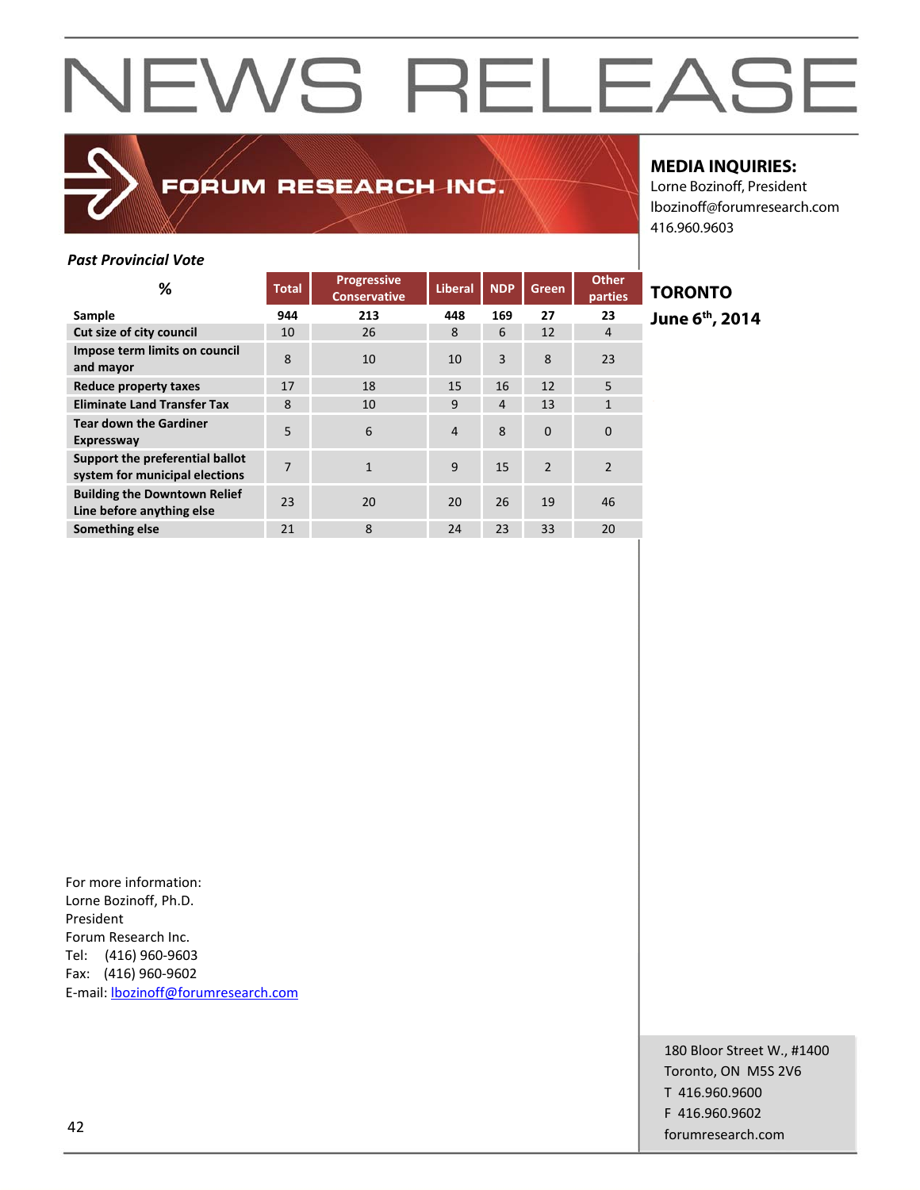# NEWS RELEASE

FORUM RESEARCH INC.

**MEDIA INQUIRIES:**
Lorne Bozinoff, President
lbozinoff@forumresearch.com
416.960.9603

**TORONTO**
**June 6th, 2014**

*Past Provincial Vote*

| % | Total | Progressive Conservative | Liberal | NDP | Green | Other parties |
|---|---|---|---|---|---|---|
| **Sample** | **944** | **213** | **448** | **169** | **27** | **23** |
| **Cut size of city council** | 10 | 26 | 8 | 6 | 12 | 4 |
| **Impose term limits on council and mayor** | 8 | 10 | 10 | 3 | 8 | 23 |
| **Reduce property taxes** | 17 | 18 | 15 | 16 | 12 | 5 |
| **Eliminate Land Transfer Tax** | 8 | 10 | 9 | 4 | 13 | 1 |
| **Tear down the Gardiner Expressway** | 5 | 6 | 4 | 8 | 0 | 0 |
| **Support the preferential ballot system for municipal elections** | 7 | 1 | 9 | 15 | 2 | 2 |
| **Building the Downtown Relief Line before anything else** | 23 | 20 | 20 | 26 | 19 | 46 |
| **Something else** | 21 | 8 | 24 | 23 | 33 | 20 |

For more information:
Lorne Bozinoff, Ph.D.
President
Forum Research Inc.
Tel: (416) 960-9603
Fax: (416) 960-9602
E-mail: lbozinoff@forumresearch.com

180 Bloor Street W., #1400
Toronto, ON M5S 2V6
T 416.960.9600
F 416.960.9602
forumresearch.com